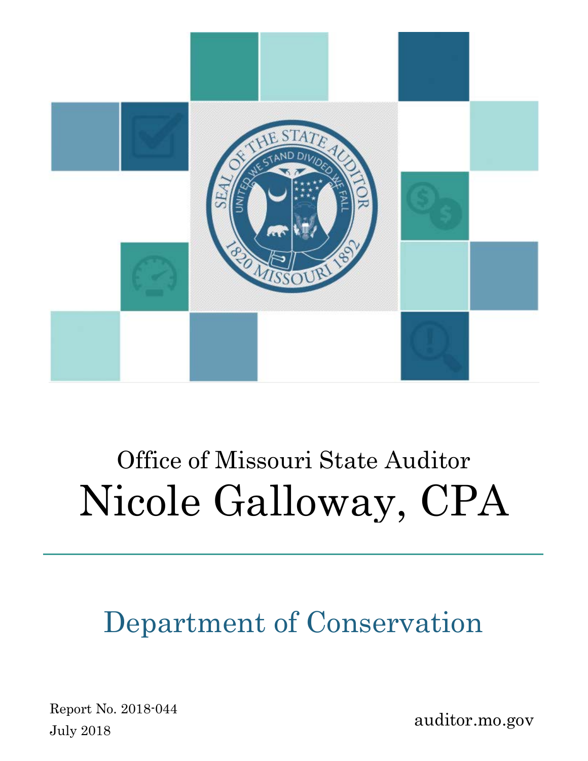Office of Missouri State Auditor

# Nicole Galloway, CPA

## Department of Conservation

Report No. 2018-044

July 2018

auditor.mo.gov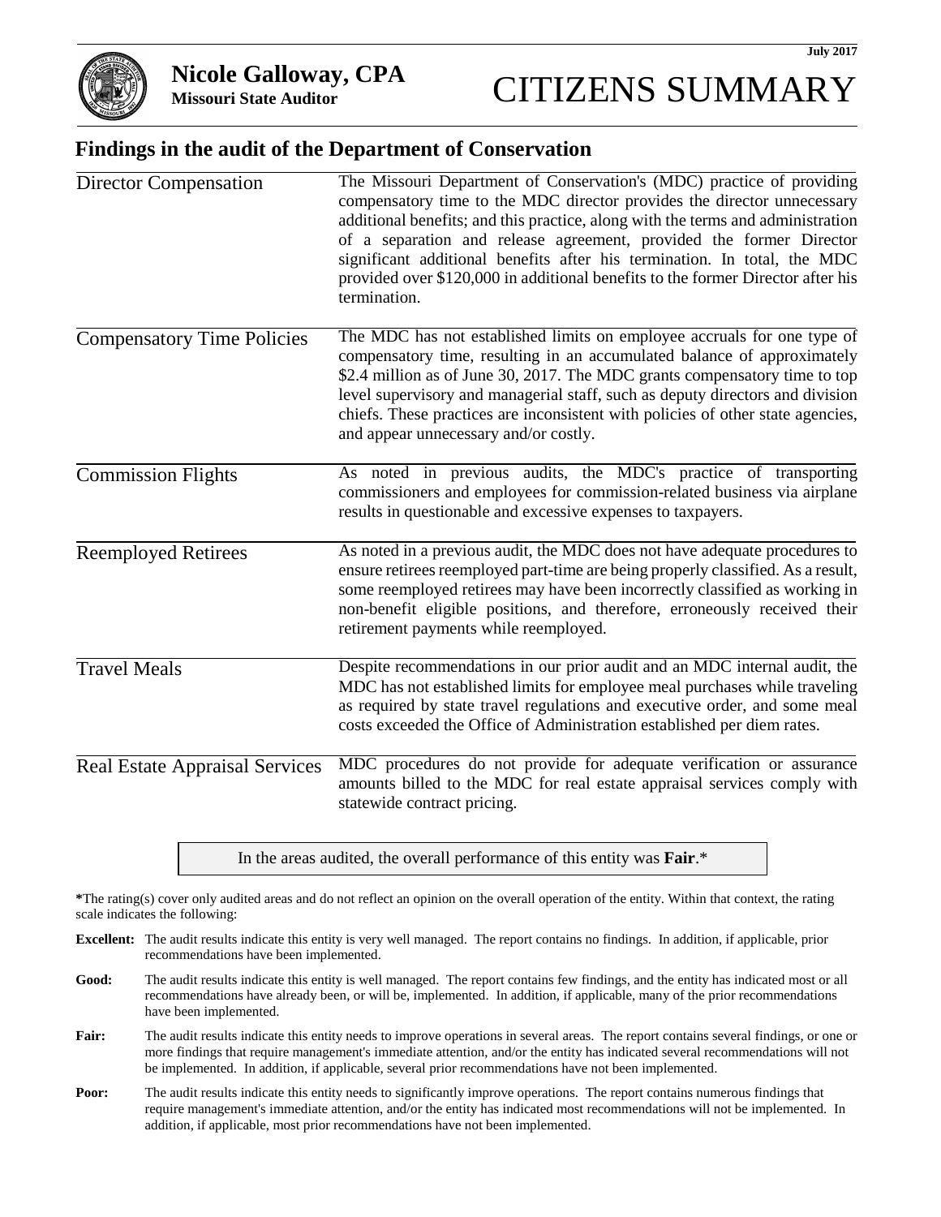July 2017

**Nicole Galloway, CPA**
**Missouri State Auditor**

# CITIZENS SUMMARY

## Findings in the audit of the Department of Conservation

| | |
|---|---|
| Director Compensation | The Missouri Department of Conservation's (MDC) practice of providing compensatory time to the MDC director provides the director unnecessary additional benefits; and this practice, along with the terms and administration of a separation and release agreement, provided the former Director significant additional benefits after his termination. In total, the MDC provided over $120,000 in additional benefits to the former Director after his termination. |
| Compensatory Time Policies | The MDC has not established limits on employee accruals for one type of compensatory time, resulting in an accumulated balance of approximately $2.4 million as of June 30, 2017. The MDC grants compensatory time to top level supervisory and managerial staff, such as deputy directors and division chiefs. These practices are inconsistent with policies of other state agencies, and appear unnecessary and/or costly. |
| Commission Flights | As noted in previous audits, the MDC's practice of transporting commissioners and employees for commission-related business via airplane results in questionable and excessive expenses to taxpayers. |
| Reemployed Retirees | As noted in a previous audit, the MDC does not have adequate procedures to ensure retirees reemployed part-time are being properly classified. As a result, some reemployed retirees may have been incorrectly classified as working in non-benefit eligible positions, and therefore, erroneously received their retirement payments while reemployed. |
| Travel Meals | Despite recommendations in our prior audit and an MDC internal audit, the MDC has not established limits for employee meal purchases while traveling as required by state travel regulations and executive order, and some meal costs exceeded the Office of Administration established per diem rates. |
| Real Estate Appraisal Services | MDC procedures do not provide for adequate verification or assurance amounts billed to the MDC for real estate appraisal services comply with statewide contract pricing. |

In the areas audited, the overall performance of this entity was **Fair**.*

**\***The rating(s) cover only audited areas and do not reflect an opinion on the overall operation of the entity. Within that context, the rating scale indicates the following:

**Excellent:** The audit results indicate this entity is very well managed. The report contains no findings. In addition, if applicable, prior recommendations have been implemented.

**Good:** The audit results indicate this entity is well managed. The report contains few findings, and the entity has indicated most or all recommendations have already been, or will be, implemented. In addition, if applicable, many of the prior recommendations have been implemented.

**Fair:** The audit results indicate this entity needs to improve operations in several areas. The report contains several findings, or one or more findings that require management's immediate attention, and/or the entity has indicated several recommendations will not be implemented. In addition, if applicable, several prior recommendations have not been implemented.

**Poor:** The audit results indicate this entity needs to significantly improve operations. The report contains numerous findings that require management's immediate attention, and/or the entity has indicated most recommendations will not be implemented. In addition, if applicable, most prior recommendations have not been implemented.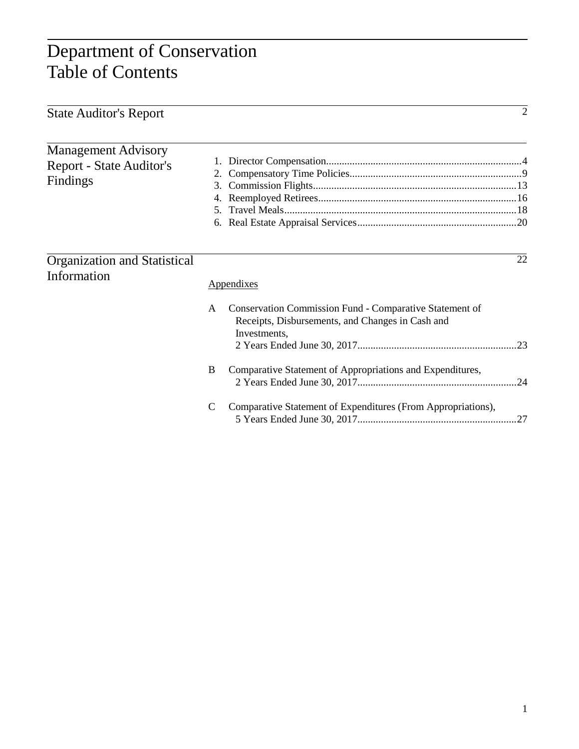# Department of Conservation
# Table of Contents

State Auditor's Report ............ 2

Management Advisory Report - State Auditor's Findings

1. Director Compensation ............ 4
2. Compensatory Time Policies ............ 9
3. Commission Flights ............ 13
4. Reemployed Retirees ............ 16
5. Travel Meals ............ 18
6. Real Estate Appraisal Services ............ 20

Organization and Statistical Information ............ 22

Appendixes

A Conservation Commission Fund - Comparative Statement of Receipts, Disbursements, and Changes in Cash and Investments, 2 Years Ended June 30, 2017 ............ 23

B Comparative Statement of Appropriations and Expenditures, 2 Years Ended June 30, 2017 ............ 24

C Comparative Statement of Expenditures (From Appropriations), 5 Years Ended June 30, 2017 ............ 27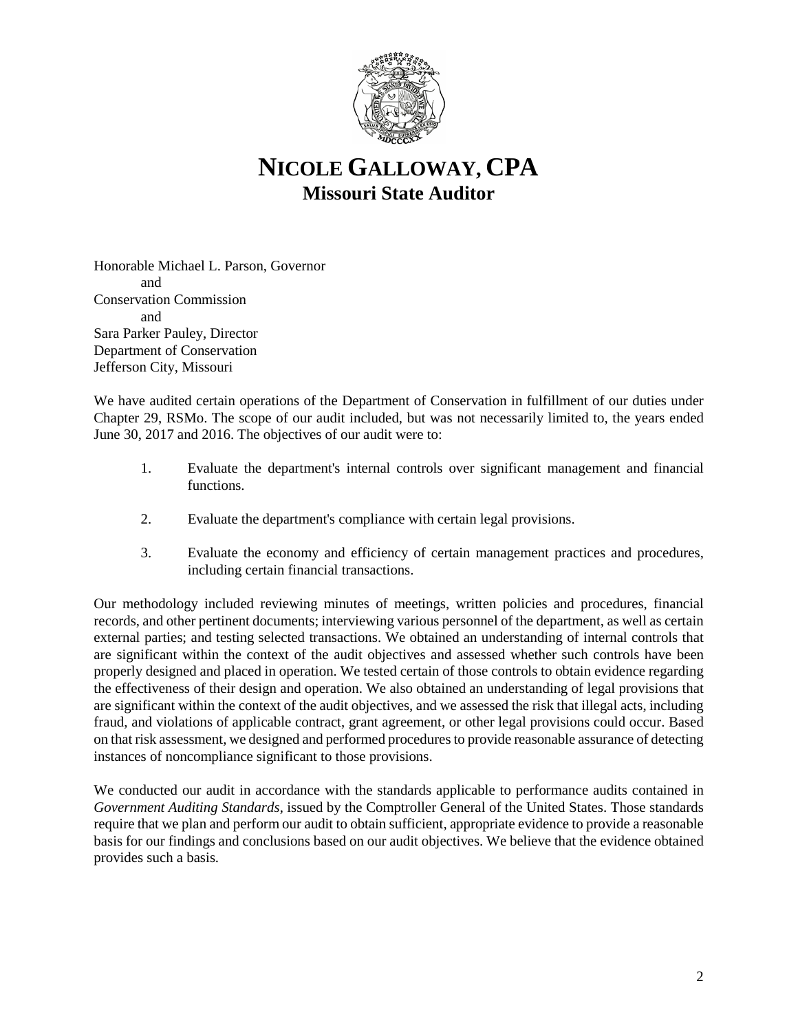# NICOLE GALLOWAY, CPA
## Missouri State Auditor

Honorable Michael L. Parson, Governor
and
Conservation Commission
and
Sara Parker Pauley, Director
Department of Conservation
Jefferson City, Missouri

We have audited certain operations of the Department of Conservation in fulfillment of our duties under Chapter 29, RSMo. The scope of our audit included, but was not necessarily limited to, the years ended June 30, 2017 and 2016. The objectives of our audit were to:

1. Evaluate the department's internal controls over significant management and financial functions.
2. Evaluate the department's compliance with certain legal provisions.
3. Evaluate the economy and efficiency of certain management practices and procedures, including certain financial transactions.

Our methodology included reviewing minutes of meetings, written policies and procedures, financial records, and other pertinent documents; interviewing various personnel of the department, as well as certain external parties; and testing selected transactions. We obtained an understanding of internal controls that are significant within the context of the audit objectives and assessed whether such controls have been properly designed and placed in operation. We tested certain of those controls to obtain evidence regarding the effectiveness of their design and operation. We also obtained an understanding of legal provisions that are significant within the context of the audit objectives, and we assessed the risk that illegal acts, including fraud, and violations of applicable contract, grant agreement, or other legal provisions could occur. Based on that risk assessment, we designed and performed procedures to provide reasonable assurance of detecting instances of noncompliance significant to those provisions.

We conducted our audit in accordance with the standards applicable to performance audits contained in *Government Auditing Standards*, issued by the Comptroller General of the United States. Those standards require that we plan and perform our audit to obtain sufficient, appropriate evidence to provide a reasonable basis for our findings and conclusions based on our audit objectives. We believe that the evidence obtained provides such a basis.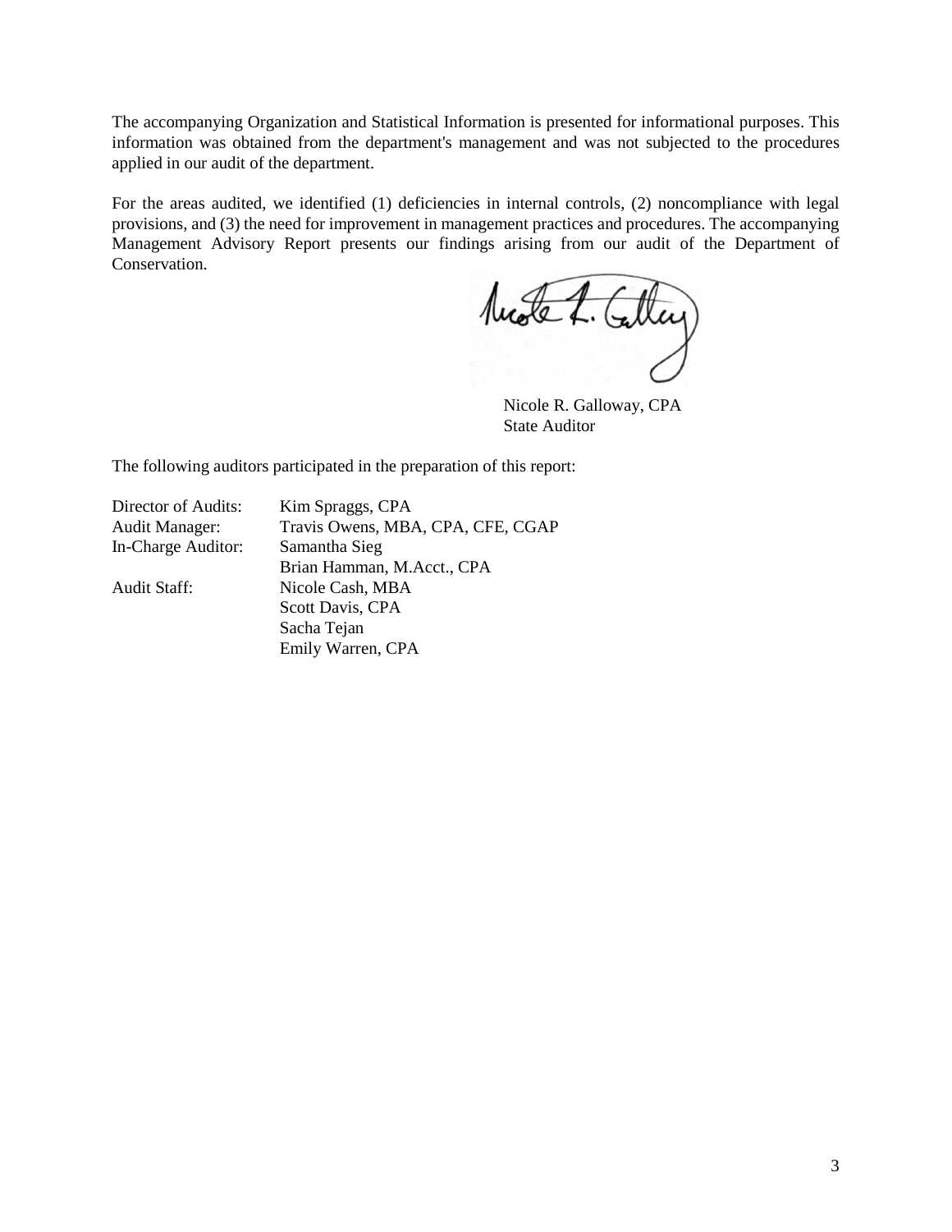The accompanying Organization and Statistical Information is presented for informational purposes. This information was obtained from the department's management and was not subjected to the procedures applied in our audit of the department.

For the areas audited, we identified (1) deficiencies in internal controls, (2) noncompliance with legal provisions, and (3) the need for improvement in management practices and procedures. The accompanying Management Advisory Report presents our findings arising from our audit of the Department of Conservation.

Nicole R. Galloway, CPA
State Auditor

The following auditors participated in the preparation of this report:

| | |
|---|---|
| Director of Audits: | Kim Spraggs, CPA |
| Audit Manager: | Travis Owens, MBA, CPA, CFE, CGAP |
| In-Charge Auditor: | Samantha Sieg |
| | Brian Hamman, M.Acct., CPA |
| Audit Staff: | Nicole Cash, MBA |
| | Scott Davis, CPA |
| | Sacha Tejan |
| | Emily Warren, CPA |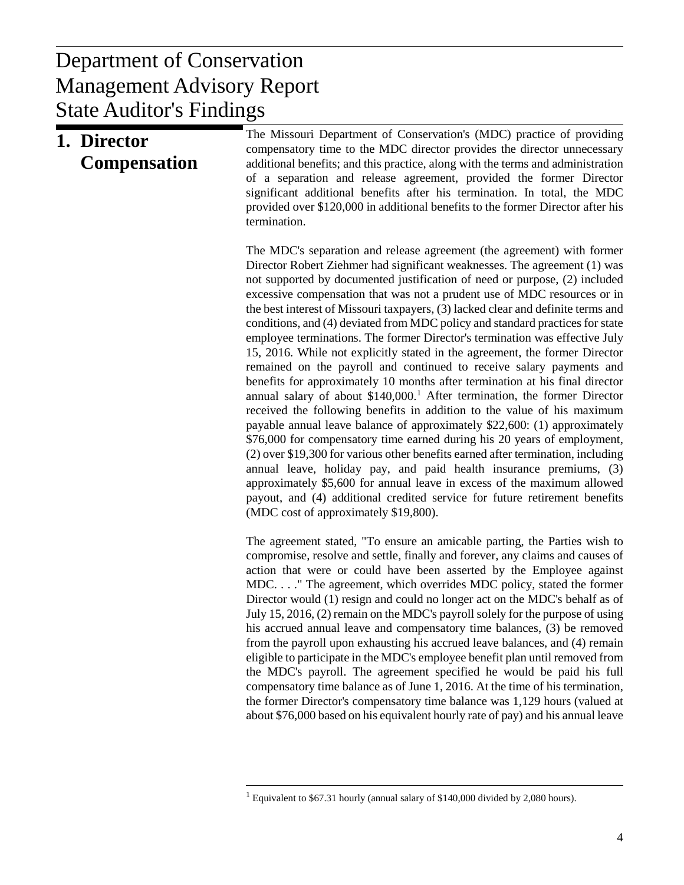# Department of Conservation
# Management Advisory Report
# State Auditor's Findings

## 1. Director Compensation

The Missouri Department of Conservation's (MDC) practice of providing compensatory time to the MDC director provides the director unnecessary additional benefits; and this practice, along with the terms and administration of a separation and release agreement, provided the former Director significant additional benefits after his termination. In total, the MDC provided over $120,000 in additional benefits to the former Director after his termination.

The MDC's separation and release agreement (the agreement) with former Director Robert Ziehmer had significant weaknesses. The agreement (1) was not supported by documented justification of need or purpose, (2) included excessive compensation that was not a prudent use of MDC resources or in the best interest of Missouri taxpayers, (3) lacked clear and definite terms and conditions, and (4) deviated from MDC policy and standard practices for state employee terminations. The former Director's termination was effective July 15, 2016. While not explicitly stated in the agreement, the former Director remained on the payroll and continued to receive salary payments and benefits for approximately 10 months after termination at his final director annual salary of about $140,000.[1] After termination, the former Director received the following benefits in addition to the value of his maximum payable annual leave balance of approximately $22,600: (1) approximately $76,000 for compensatory time earned during his 20 years of employment, (2) over $19,300 for various other benefits earned after termination, including annual leave, holiday pay, and paid health insurance premiums, (3) approximately $5,600 for annual leave in excess of the maximum allowed payout, and (4) additional credited service for future retirement benefits (MDC cost of approximately $19,800).

The agreement stated, "To ensure an amicable parting, the Parties wish to compromise, resolve and settle, finally and forever, any claims and causes of action that were or could have been asserted by the Employee against MDC. . . ." The agreement, which overrides MDC policy, stated the former Director would (1) resign and could no longer act on the MDC's behalf as of July 15, 2016, (2) remain on the MDC's payroll solely for the purpose of using his accrued annual leave and compensatory time balances, (3) be removed from the payroll upon exhausting his accrued leave balances, and (4) remain eligible to participate in the MDC's employee benefit plan until removed from the MDC's payroll. The agreement specified he would be paid his full compensatory time balance as of June 1, 2016. At the time of his termination, the former Director's compensatory time balance was 1,129 hours (valued at about $76,000 based on his equivalent hourly rate of pay) and his annual leave

[1] Equivalent to $67.31 hourly (annual salary of $140,000 divided by 2,080 hours).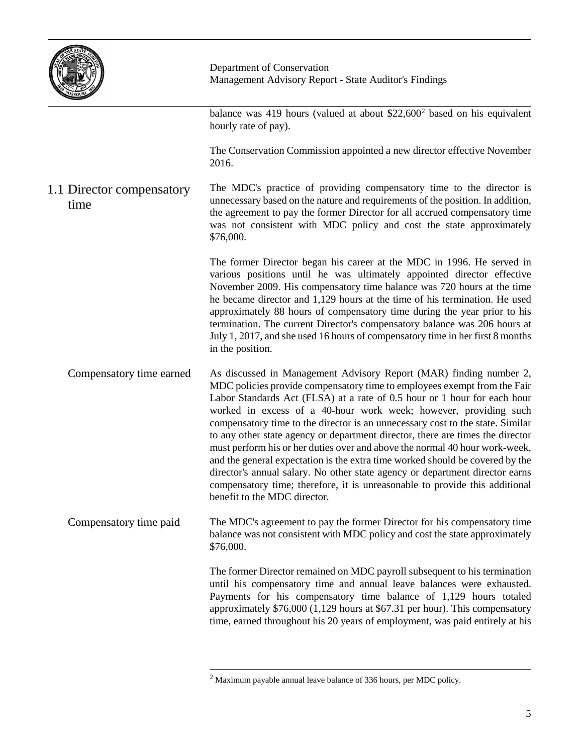balance was 419 hours (valued at about $22,600[2] based on his equivalent hourly rate of pay).

The Conservation Commission appointed a new director effective November 2016.

## 1.1 Director compensatory time

The MDC's practice of providing compensatory time to the director is unnecessary based on the nature and requirements of the position. In addition, the agreement to pay the former Director for all accrued compensatory time was not consistent with MDC policy and cost the state approximately $76,000.

The former Director began his career at the MDC in 1996. He served in various positions until he was ultimately appointed director effective November 2009. His compensatory time balance was 720 hours at the time he became director and 1,129 hours at the time of his termination. He used approximately 88 hours of compensatory time during the year prior to his termination. The current Director's compensatory balance was 206 hours at July 1, 2017, and she used 16 hours of compensatory time in her first 8 months in the position.

### Compensatory time earned

As discussed in Management Advisory Report (MAR) finding number 2, MDC policies provide compensatory time to employees exempt from the Fair Labor Standards Act (FLSA) at a rate of 0.5 hour or 1 hour for each hour worked in excess of a 40-hour work week; however, providing such compensatory time to the director is an unnecessary cost to the state. Similar to any other state agency or department director, there are times the director must perform his or her duties over and above the normal 40 hour work-week, and the general expectation is the extra time worked should be covered by the director's annual salary. No other state agency or department director earns compensatory time; therefore, it is unreasonable to provide this additional benefit to the MDC director.

### Compensatory time paid

The MDC's agreement to pay the former Director for his compensatory time balance was not consistent with MDC policy and cost the state approximately $76,000.

The former Director remained on MDC payroll subsequent to his termination until his compensatory time and annual leave balances were exhausted. Payments for his compensatory time balance of 1,129 hours totaled approximately $76,000 (1,129 hours at $67.31 per hour). This compensatory time, earned throughout his 20 years of employment, was paid entirely at his

[2] Maximum payable annual leave balance of 336 hours, per MDC policy.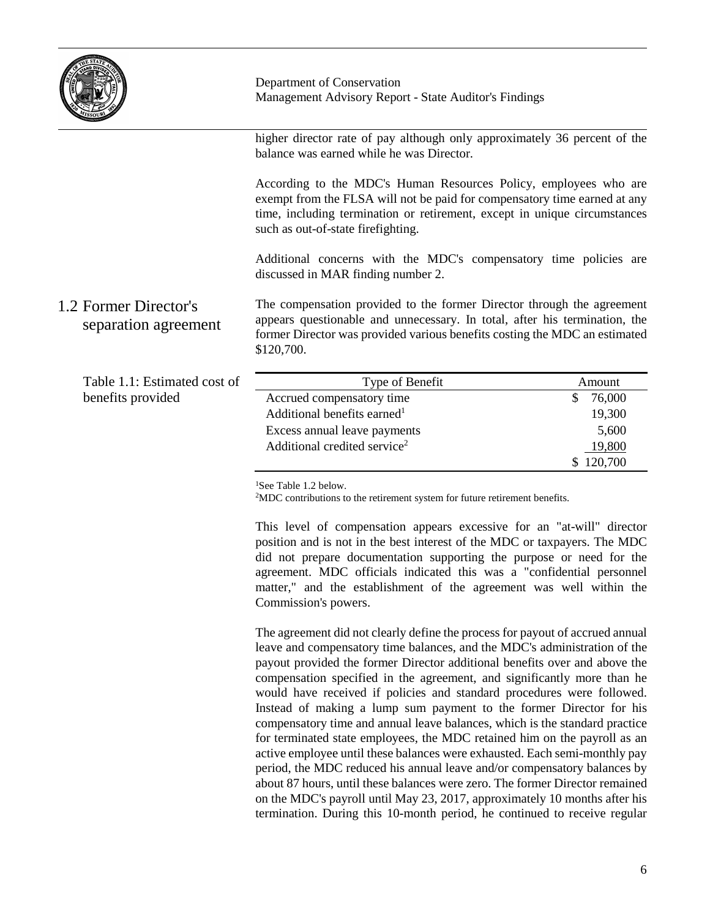higher director rate of pay although only approximately 36 percent of the balance was earned while he was Director.

According to the MDC's Human Resources Policy, employees who are exempt from the FLSA will not be paid for compensatory time earned at any time, including termination or retirement, except in unique circumstances such as out-of-state firefighting.

Additional concerns with the MDC's compensatory time policies are discussed in MAR finding number 2.

## 1.2 Former Director's separation agreement

The compensation provided to the former Director through the agreement appears questionable and unnecessary. In total, after his termination, the former Director was provided various benefits costing the MDC an estimated $120,700.

Table 1.1: Estimated cost of benefits provided

| Type of Benefit | Amount |
|---|---|
| Accrued compensatory time | $ 76,000 |
| Additional benefits earned[1] | 19,300 |
| Excess annual leave payments | 5,600 |
| Additional credited service[2] | 19,800 |
| | $ 120,700 |

[1]See Table 1.2 below.
[2]MDC contributions to the retirement system for future retirement benefits.

This level of compensation appears excessive for an "at-will" director position and is not in the best interest of the MDC or taxpayers. The MDC did not prepare documentation supporting the purpose or need for the agreement. MDC officials indicated this was a "confidential personnel matter," and the establishment of the agreement was well within the Commission's powers.

The agreement did not clearly define the process for payout of accrued annual leave and compensatory time balances, and the MDC's administration of the payout provided the former Director additional benefits over and above the compensation specified in the agreement, and significantly more than he would have received if policies and standard procedures were followed. Instead of making a lump sum payment to the former Director for his compensatory time and annual leave balances, which is the standard practice for terminated state employees, the MDC retained him on the payroll as an active employee until these balances were exhausted. Each semi-monthly pay period, the MDC reduced his annual leave and/or compensatory balances by about 87 hours, until these balances were zero. The former Director remained on the MDC's payroll until May 23, 2017, approximately 10 months after his termination. During this 10-month period, he continued to receive regular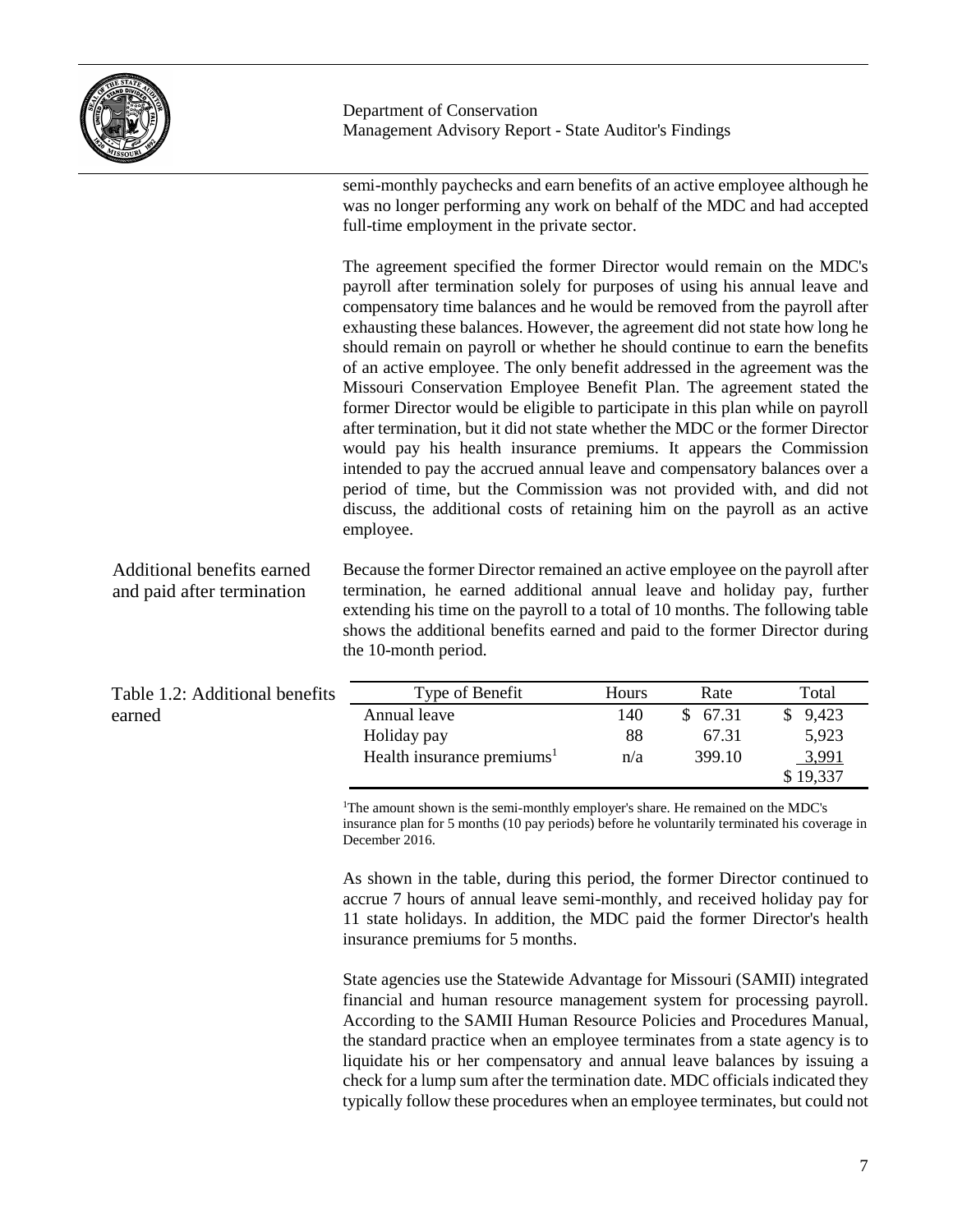semi-monthly paychecks and earn benefits of an active employee although he was no longer performing any work on behalf of the MDC and had accepted full-time employment in the private sector.

The agreement specified the former Director would remain on the MDC's payroll after termination solely for purposes of using his annual leave and compensatory time balances and he would be removed from the payroll after exhausting these balances. However, the agreement did not state how long he should remain on payroll or whether he should continue to earn the benefits of an active employee. The only benefit addressed in the agreement was the Missouri Conservation Employee Benefit Plan. The agreement stated the former Director would be eligible to participate in this plan while on payroll after termination, but it did not state whether the MDC or the former Director would pay his health insurance premiums. It appears the Commission intended to pay the accrued annual leave and compensatory balances over a period of time, but the Commission was not provided with, and did not discuss, the additional costs of retaining him on the payroll as an active employee.

### Additional benefits earned and paid after termination

Because the former Director remained an active employee on the payroll after termination, he earned additional annual leave and holiday pay, further extending his time on the payroll to a total of 10 months. The following table shows the additional benefits earned and paid to the former Director during the 10-month period.

Table 1.2: Additional benefits earned

| Type of Benefit | Hours | Rate | Total |
|---|---|---|---|
| Annual leave | 140 | $ 67.31 | $ 9,423 |
| Holiday pay | 88 | 67.31 | 5,923 |
| Health insurance premiums[1] | n/a | 399.10 | 3,991 |
| | | | $ 19,337 |

[1]The amount shown is the semi-monthly employer's share. He remained on the MDC's insurance plan for 5 months (10 pay periods) before he voluntarily terminated his coverage in December 2016.

As shown in the table, during this period, the former Director continued to accrue 7 hours of annual leave semi-monthly, and received holiday pay for 11 state holidays. In addition, the MDC paid the former Director's health insurance premiums for 5 months.

State agencies use the Statewide Advantage for Missouri (SAMII) integrated financial and human resource management system for processing payroll. According to the SAMII Human Resource Policies and Procedures Manual, the standard practice when an employee terminates from a state agency is to liquidate his or her compensatory and annual leave balances by issuing a check for a lump sum after the termination date. MDC officials indicated they typically follow these procedures when an employee terminates, but could not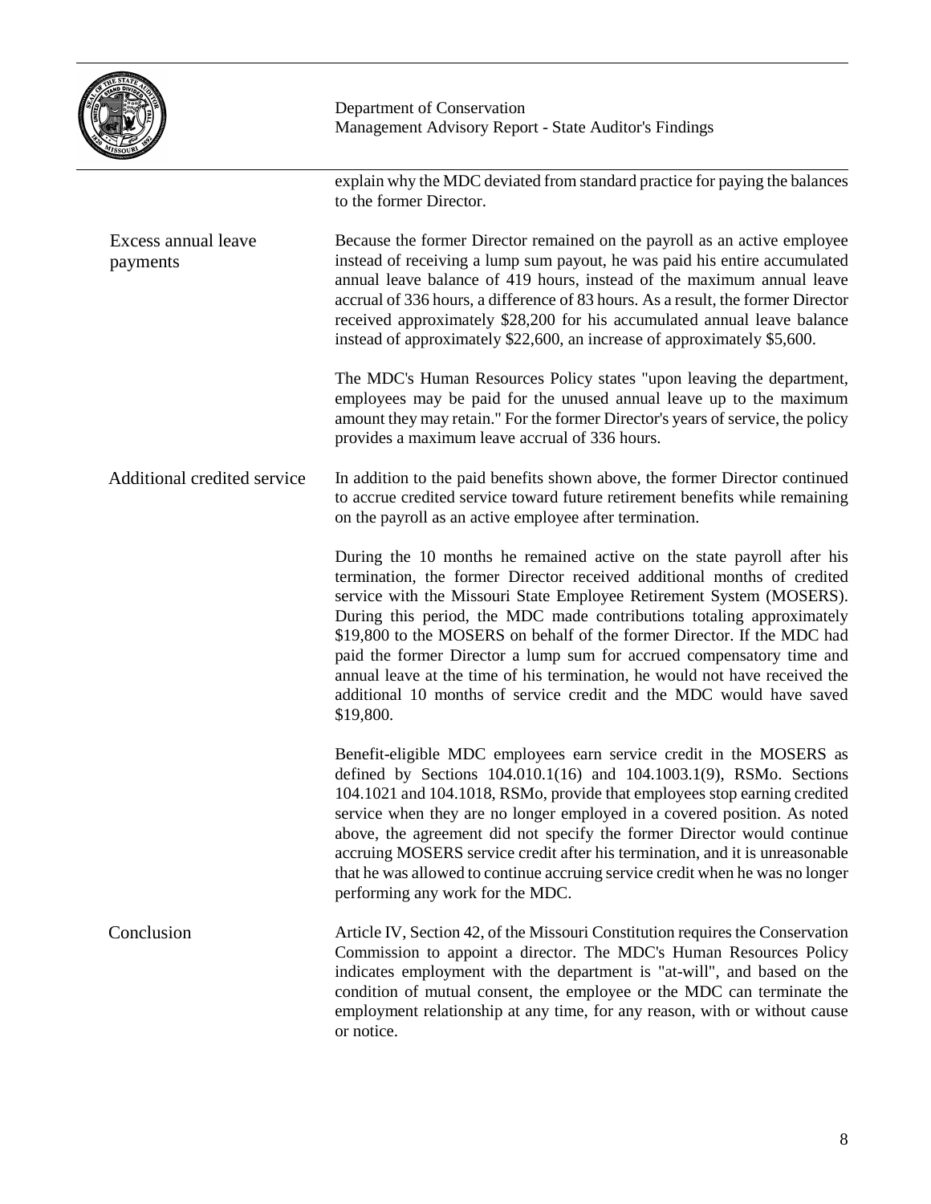explain why the MDC deviated from standard practice for paying the balances to the former Director.

**Excess annual leave payments**

Because the former Director remained on the payroll as an active employee instead of receiving a lump sum payout, he was paid his entire accumulated annual leave balance of 419 hours, instead of the maximum annual leave accrual of 336 hours, a difference of 83 hours. As a result, the former Director received approximately $28,200 for his accumulated annual leave balance instead of approximately $22,600, an increase of approximately $5,600.

The MDC's Human Resources Policy states "upon leaving the department, employees may be paid for the unused annual leave up to the maximum amount they may retain." For the former Director's years of service, the policy provides a maximum leave accrual of 336 hours.

**Additional credited service**

In addition to the paid benefits shown above, the former Director continued to accrue credited service toward future retirement benefits while remaining on the payroll as an active employee after termination.

During the 10 months he remained active on the state payroll after his termination, the former Director received additional months of credited service with the Missouri State Employee Retirement System (MOSERS). During this period, the MDC made contributions totaling approximately $19,800 to the MOSERS on behalf of the former Director. If the MDC had paid the former Director a lump sum for accrued compensatory time and annual leave at the time of his termination, he would not have received the additional 10 months of service credit and the MDC would have saved $19,800.

Benefit-eligible MDC employees earn service credit in the MOSERS as defined by Sections 104.010.1(16) and 104.1003.1(9), RSMo. Sections 104.1021 and 104.1018, RSMo, provide that employees stop earning credited service when they are no longer employed in a covered position. As noted above, the agreement did not specify the former Director would continue accruing MOSERS service credit after his termination, and it is unreasonable that he was allowed to continue accruing service credit when he was no longer performing any work for the MDC.

**Conclusion**

Article IV, Section 42, of the Missouri Constitution requires the Conservation Commission to appoint a director. The MDC's Human Resources Policy indicates employment with the department is "at-will", and based on the condition of mutual consent, the employee or the MDC can terminate the employment relationship at any time, for any reason, with or without cause or notice.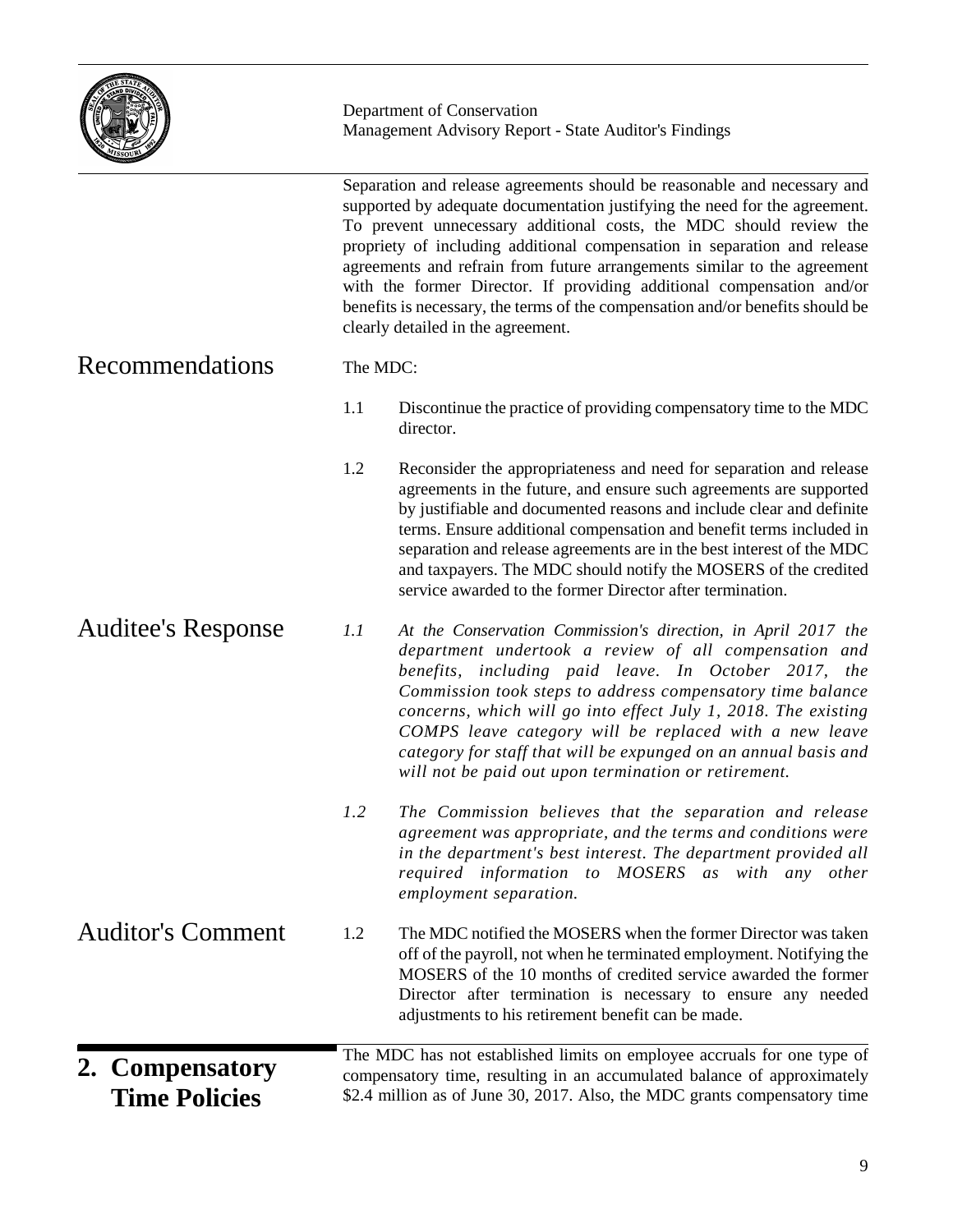Separation and release agreements should be reasonable and necessary and supported by adequate documentation justifying the need for the agreement. To prevent unnecessary additional costs, the MDC should review the propriety of including additional compensation in separation and release agreements and refrain from future arrangements similar to the agreement with the former Director. If providing additional compensation and/or benefits is necessary, the terms of the compensation and/or benefits should be clearly detailed in the agreement.

## Recommendations

The MDC:

1.1 Discontinue the practice of providing compensatory time to the MDC director.

1.2 Reconsider the appropriateness and need for separation and release agreements in the future, and ensure such agreements are supported by justifiable and documented reasons and include clear and definite terms. Ensure additional compensation and benefit terms included in separation and release agreements are in the best interest of the MDC and taxpayers. The MDC should notify the MOSERS of the credited service awarded to the former Director after termination.

## Auditee's Response

*1.1 At the Conservation Commission's direction, in April 2017 the department undertook a review of all compensation and benefits, including paid leave. In October 2017, the Commission took steps to address compensatory time balance concerns, which will go into effect July 1, 2018. The existing COMPS leave category will be replaced with a new leave category for staff that will be expunged on an annual basis and will not be paid out upon termination or retirement.*

*1.2 The Commission believes that the separation and release agreement was appropriate, and the terms and conditions were in the department's best interest. The department provided all required information to MOSERS as with any other employment separation.*

## Auditor's Comment

1.2 The MDC notified the MOSERS when the former Director was taken off of the payroll, not when he terminated employment. Notifying the MOSERS of the 10 months of credited service awarded the former Director after termination is necessary to ensure any needed adjustments to his retirement benefit can be made.

## 2. Compensatory Time Policies

The MDC has not established limits on employee accruals for one type of compensatory time, resulting in an accumulated balance of approximately $2.4 million as of June 30, 2017. Also, the MDC grants compensatory time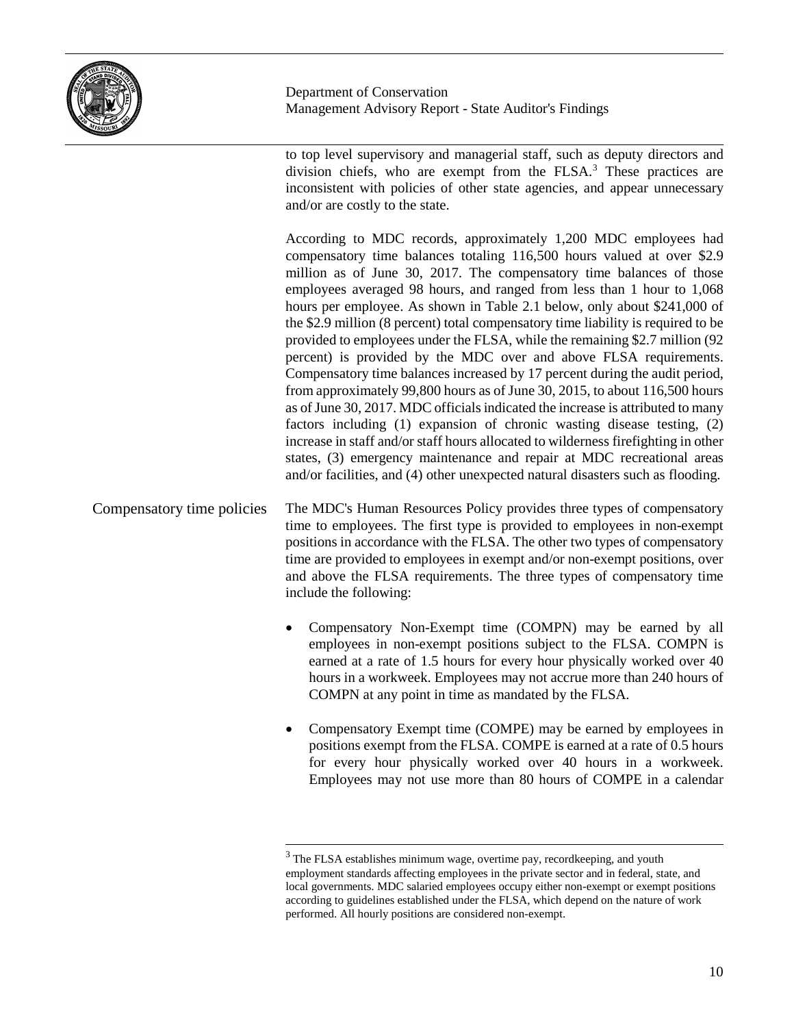to top level supervisory and managerial staff, such as deputy directors and division chiefs, who are exempt from the FLSA.[3] These practices are inconsistent with policies of other state agencies, and appear unnecessary and/or are costly to the state.

According to MDC records, approximately 1,200 MDC employees had compensatory time balances totaling 116,500 hours valued at over $2.9 million as of June 30, 2017. The compensatory time balances of those employees averaged 98 hours, and ranged from less than 1 hour to 1,068 hours per employee. As shown in Table 2.1 below, only about $241,000 of the $2.9 million (8 percent) total compensatory time liability is required to be provided to employees under the FLSA, while the remaining $2.7 million (92 percent) is provided by the MDC over and above FLSA requirements. Compensatory time balances increased by 17 percent during the audit period, from approximately 99,800 hours as of June 30, 2015, to about 116,500 hours as of June 30, 2017. MDC officials indicated the increase is attributed to many factors including (1) expansion of chronic wasting disease testing, (2) increase in staff and/or staff hours allocated to wilderness firefighting in other states, (3) emergency maintenance and repair at MDC recreational areas and/or facilities, and (4) other unexpected natural disasters such as flooding.

## Compensatory time policies

The MDC's Human Resources Policy provides three types of compensatory time to employees. The first type is provided to employees in non-exempt positions in accordance with the FLSA. The other two types of compensatory time are provided to employees in exempt and/or non-exempt positions, over and above the FLSA requirements. The three types of compensatory time include the following:

- Compensatory Non-Exempt time (COMPN) may be earned by all employees in non-exempt positions subject to the FLSA. COMPN is earned at a rate of 1.5 hours for every hour physically worked over 40 hours in a workweek. Employees may not accrue more than 240 hours of COMPN at any point in time as mandated by the FLSA.

- Compensatory Exempt time (COMPE) may be earned by employees in positions exempt from the FLSA. COMPE is earned at a rate of 0.5 hours for every hour physically worked over 40 hours in a workweek. Employees may not use more than 80 hours of COMPE in a calendar

---

[3] The FLSA establishes minimum wage, overtime pay, recordkeeping, and youth employment standards affecting employees in the private sector and in federal, state, and local governments. MDC salaried employees occupy either non-exempt or exempt positions according to guidelines established under the FLSA, which depend on the nature of work performed. All hourly positions are considered non-exempt.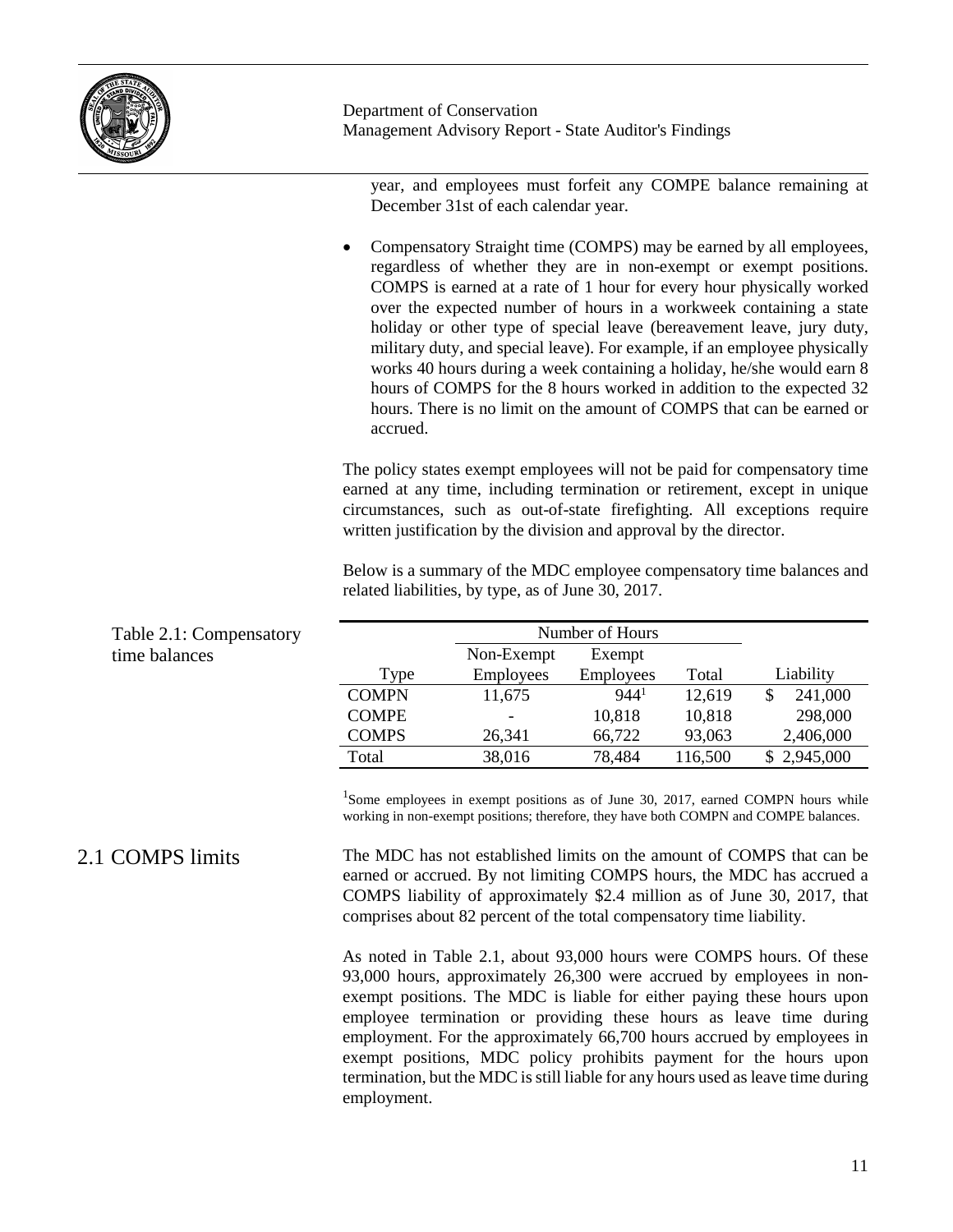year, and employees must forfeit any COMPE balance remaining at December 31st of each calendar year.

- Compensatory Straight time (COMPS) may be earned by all employees, regardless of whether they are in non-exempt or exempt positions. COMPS is earned at a rate of 1 hour for every hour physically worked over the expected number of hours in a workweek containing a state holiday or other type of special leave (bereavement leave, jury duty, military duty, and special leave). For example, if an employee physically works 40 hours during a week containing a holiday, he/she would earn 8 hours of COMPS for the 8 hours worked in addition to the expected 32 hours. There is no limit on the amount of COMPS that can be earned or accrued.

The policy states exempt employees will not be paid for compensatory time earned at any time, including termination or retirement, except in unique circumstances, such as out-of-state firefighting. All exceptions require written justification by the division and approval by the director.

Below is a summary of the MDC employee compensatory time balances and related liabilities, by type, as of June 30, 2017.

Table 2.1: Compensatory time balances

| | Number of Hours | | | |
|---|---|---|---|---|
| Type | Non-Exempt Employees | Exempt Employees | Total | Liability |
| COMPN | 11,675 | 944[1] | 12,619 | $ 241,000 |
| COMPE | - | 10,818 | 10,818 | 298,000 |
| COMPS | 26,341 | 66,722 | 93,063 | 2,406,000 |
| Total | 38,016 | 78,484 | 116,500 | $ 2,945,000 |

[1]Some employees in exempt positions as of June 30, 2017, earned COMPN hours while working in non-exempt positions; therefore, they have both COMPN and COMPE balances.

## 2.1 COMPS limits

The MDC has not established limits on the amount of COMPS that can be earned or accrued. By not limiting COMPS hours, the MDC has accrued a COMPS liability of approximately $2.4 million as of June 30, 2017, that comprises about 82 percent of the total compensatory time liability.

As noted in Table 2.1, about 93,000 hours were COMPS hours. Of these 93,000 hours, approximately 26,300 were accrued by employees in non-exempt positions. The MDC is liable for either paying these hours upon employee termination or providing these hours as leave time during employment. For the approximately 66,700 hours accrued by employees in exempt positions, MDC policy prohibits payment for the hours upon termination, but the MDC is still liable for any hours used as leave time during employment.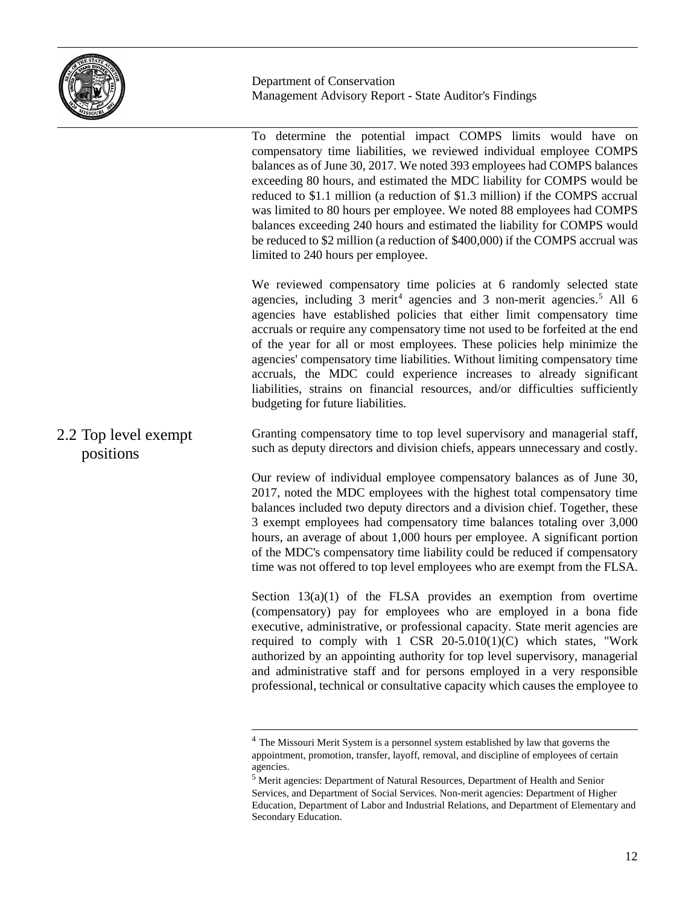To determine the potential impact COMPS limits would have on compensatory time liabilities, we reviewed individual employee COMPS balances as of June 30, 2017. We noted 393 employees had COMPS balances exceeding 80 hours, and estimated the MDC liability for COMPS would be reduced to $1.1 million (a reduction of $1.3 million) if the COMPS accrual was limited to 80 hours per employee. We noted 88 employees had COMPS balances exceeding 240 hours and estimated the liability for COMPS would be reduced to $2 million (a reduction of $400,000) if the COMPS accrual was limited to 240 hours per employee.

We reviewed compensatory time policies at 6 randomly selected state agencies, including 3 merit[4] agencies and 3 non-merit agencies.[5] All 6 agencies have established policies that either limit compensatory time accruals or require any compensatory time not used to be forfeited at the end of the year for all or most employees. These policies help minimize the agencies' compensatory time liabilities. Without limiting compensatory time accruals, the MDC could experience increases to already significant liabilities, strains on financial resources, and/or difficulties sufficiently budgeting for future liabilities.

## 2.2 Top level exempt positions

Granting compensatory time to top level supervisory and managerial staff, such as deputy directors and division chiefs, appears unnecessary and costly.

Our review of individual employee compensatory balances as of June 30, 2017, noted the MDC employees with the highest total compensatory time balances included two deputy directors and a division chief. Together, these 3 exempt employees had compensatory time balances totaling over 3,000 hours, an average of about 1,000 hours per employee. A significant portion of the MDC's compensatory time liability could be reduced if compensatory time was not offered to top level employees who are exempt from the FLSA.

Section 13(a)(1) of the FLSA provides an exemption from overtime (compensatory) pay for employees who are employed in a bona fide executive, administrative, or professional capacity. State merit agencies are required to comply with 1 CSR 20-5.010(1)(C) which states, "Work authorized by an appointing authority for top level supervisory, managerial and administrative staff and for persons employed in a very responsible professional, technical or consultative capacity which causes the employee to

[4] The Missouri Merit System is a personnel system established by law that governs the appointment, promotion, transfer, layoff, removal, and discipline of employees of certain agencies.

[5] Merit agencies: Department of Natural Resources, Department of Health and Senior Services, and Department of Social Services. Non-merit agencies: Department of Higher Education, Department of Labor and Industrial Relations, and Department of Elementary and Secondary Education.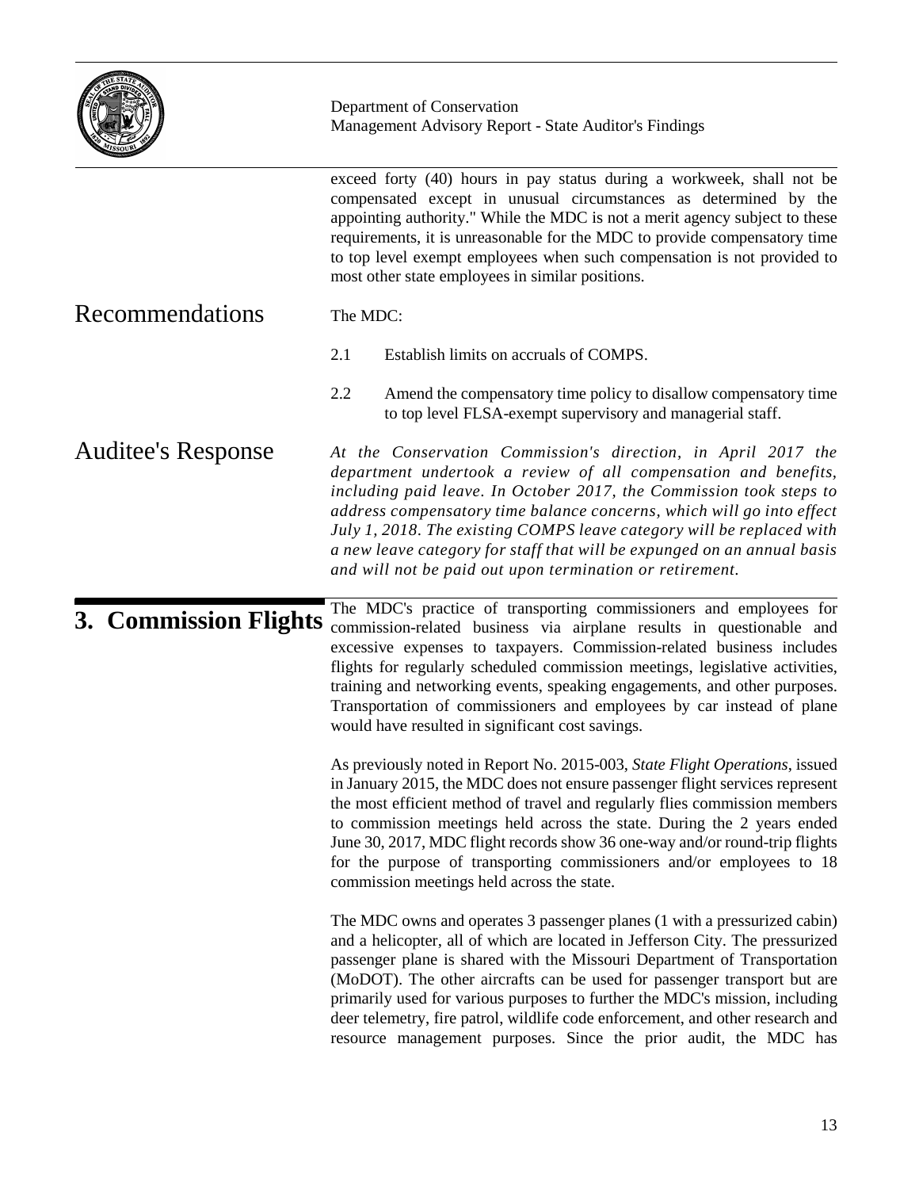exceed forty (40) hours in pay status during a workweek, shall not be compensated except in unusual circumstances as determined by the appointing authority." While the MDC is not a merit agency subject to these requirements, it is unreasonable for the MDC to provide compensatory time to top level exempt employees when such compensation is not provided to most other state employees in similar positions.

## Recommendations

The MDC:

2.1 Establish limits on accruals of COMPS.

2.2 Amend the compensatory time policy to disallow compensatory time to top level FLSA-exempt supervisory and managerial staff.

## Auditee's Response

*At the Conservation Commission's direction, in April 2017 the department undertook a review of all compensation and benefits, including paid leave. In October 2017, the Commission took steps to address compensatory time balance concerns, which will go into effect July 1, 2018. The existing COMPS leave category will be replaced with a new leave category for staff that will be expunged on an annual basis and will not be paid out upon termination or retirement.*

# 3. Commission Flights

The MDC's practice of transporting commissioners and employees for commission-related business via airplane results in questionable and excessive expenses to taxpayers. Commission-related business includes flights for regularly scheduled commission meetings, legislative activities, training and networking events, speaking engagements, and other purposes. Transportation of commissioners and employees by car instead of plane would have resulted in significant cost savings.

As previously noted in Report No. 2015-003, *State Flight Operations*, issued in January 2015, the MDC does not ensure passenger flight services represent the most efficient method of travel and regularly flies commission members to commission meetings held across the state. During the 2 years ended June 30, 2017, MDC flight records show 36 one-way and/or round-trip flights for the purpose of transporting commissioners and/or employees to 18 commission meetings held across the state.

The MDC owns and operates 3 passenger planes (1 with a pressurized cabin) and a helicopter, all of which are located in Jefferson City. The pressurized passenger plane is shared with the Missouri Department of Transportation (MoDOT). The other aircrafts can be used for passenger transport but are primarily used for various purposes to further the MDC's mission, including deer telemetry, fire patrol, wildlife code enforcement, and other research and resource management purposes. Since the prior audit, the MDC has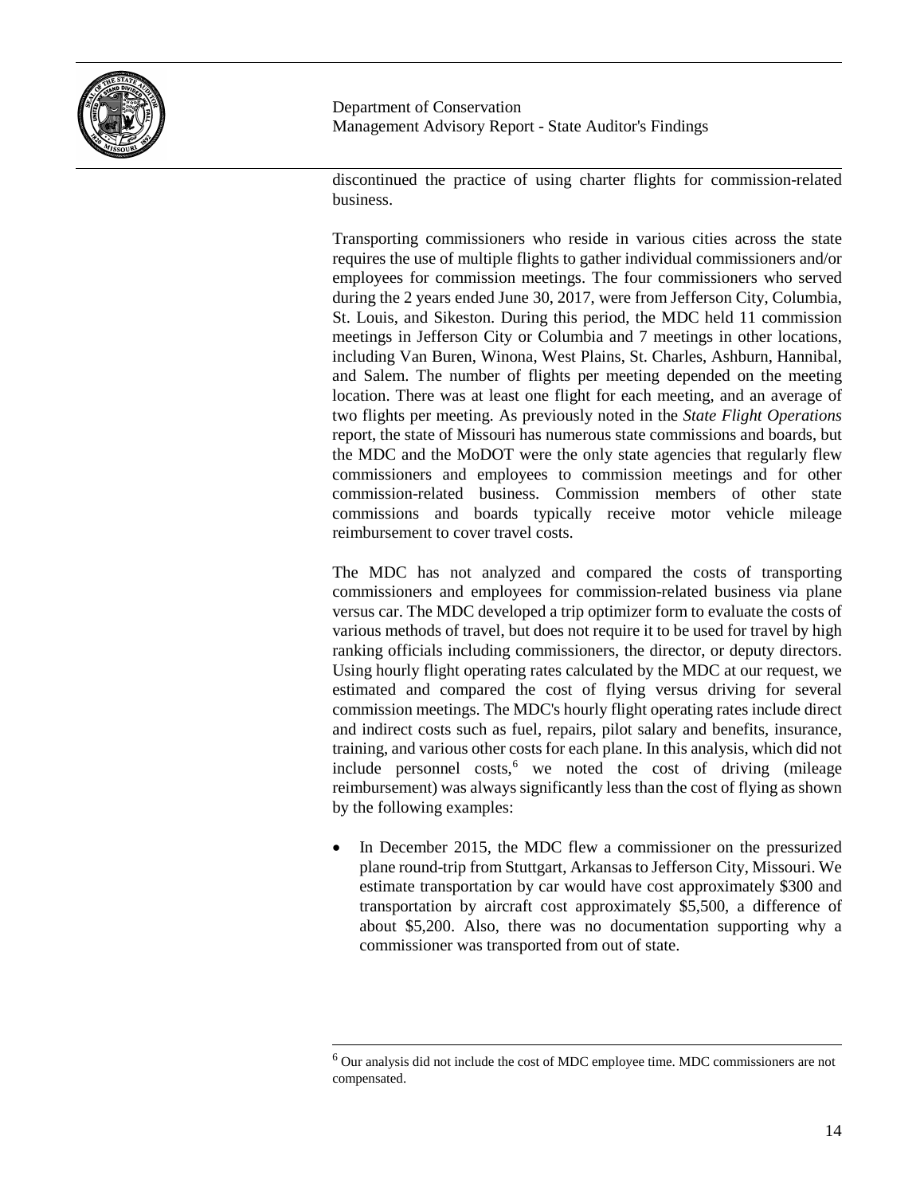discontinued the practice of using charter flights for commission-related business.

Transporting commissioners who reside in various cities across the state requires the use of multiple flights to gather individual commissioners and/or employees for commission meetings. The four commissioners who served during the 2 years ended June 30, 2017, were from Jefferson City, Columbia, St. Louis, and Sikeston. During this period, the MDC held 11 commission meetings in Jefferson City or Columbia and 7 meetings in other locations, including Van Buren, Winona, West Plains, St. Charles, Ashburn, Hannibal, and Salem. The number of flights per meeting depended on the meeting location. There was at least one flight for each meeting, and an average of two flights per meeting. As previously noted in the *State Flight Operations* report, the state of Missouri has numerous state commissions and boards, but the MDC and the MoDOT were the only state agencies that regularly flew commissioners and employees to commission meetings and for other commission-related business. Commission members of other state commissions and boards typically receive motor vehicle mileage reimbursement to cover travel costs.

The MDC has not analyzed and compared the costs of transporting commissioners and employees for commission-related business via plane versus car. The MDC developed a trip optimizer form to evaluate the costs of various methods of travel, but does not require it to be used for travel by high ranking officials including commissioners, the director, or deputy directors. Using hourly flight operating rates calculated by the MDC at our request, we estimated and compared the cost of flying versus driving for several commission meetings. The MDC's hourly flight operating rates include direct and indirect costs such as fuel, repairs, pilot salary and benefits, insurance, training, and various other costs for each plane. In this analysis, which did not include personnel costs,[6] we noted the cost of driving (mileage reimbursement) was always significantly less than the cost of flying as shown by the following examples:

- In December 2015, the MDC flew a commissioner on the pressurized plane round-trip from Stuttgart, Arkansas to Jefferson City, Missouri. We estimate transportation by car would have cost approximately $300 and transportation by aircraft cost approximately $5,500, a difference of about $5,200. Also, there was no documentation supporting why a commissioner was transported from out of state.

---

[6] Our analysis did not include the cost of MDC employee time. MDC commissioners are not compensated.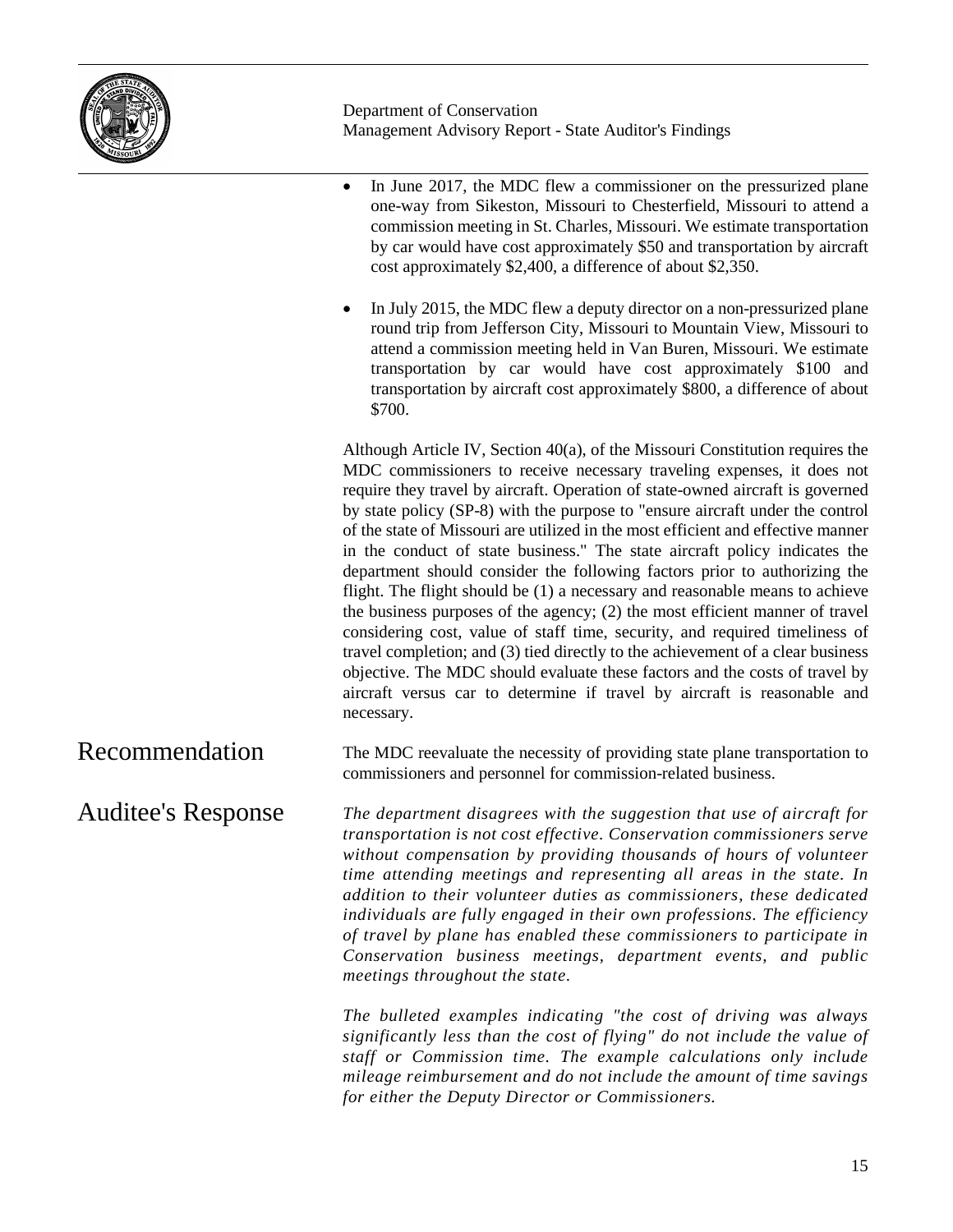- In June 2017, the MDC flew a commissioner on the pressurized plane one-way from Sikeston, Missouri to Chesterfield, Missouri to attend a commission meeting in St. Charles, Missouri. We estimate transportation by car would have cost approximately $50 and transportation by aircraft cost approximately $2,400, a difference of about $2,350.

- In July 2015, the MDC flew a deputy director on a non-pressurized plane round trip from Jefferson City, Missouri to Mountain View, Missouri to attend a commission meeting held in Van Buren, Missouri. We estimate transportation by car would have cost approximately $100 and transportation by aircraft cost approximately $800, a difference of about $700.

Although Article IV, Section 40(a), of the Missouri Constitution requires the MDC commissioners to receive necessary traveling expenses, it does not require they travel by aircraft. Operation of state-owned aircraft is governed by state policy (SP-8) with the purpose to "ensure aircraft under the control of the state of Missouri are utilized in the most efficient and effective manner in the conduct of state business." The state aircraft policy indicates the department should consider the following factors prior to authorizing the flight. The flight should be (1) a necessary and reasonable means to achieve the business purposes of the agency; (2) the most efficient manner of travel considering cost, value of staff time, security, and required timeliness of travel completion; and (3) tied directly to the achievement of a clear business objective. The MDC should evaluate these factors and the costs of travel by aircraft versus car to determine if travel by aircraft is reasonable and necessary.

## Recommendation

The MDC reevaluate the necessity of providing state plane transportation to commissioners and personnel for commission-related business.

## Auditee's Response

*The department disagrees with the suggestion that use of aircraft for transportation is not cost effective. Conservation commissioners serve without compensation by providing thousands of hours of volunteer time attending meetings and representing all areas in the state. In addition to their volunteer duties as commissioners, these dedicated individuals are fully engaged in their own professions. The efficiency of travel by plane has enabled these commissioners to participate in Conservation business meetings, department events, and public meetings throughout the state.*

*The bulleted examples indicating "the cost of driving was always significantly less than the cost of flying" do not include the value of staff or Commission time. The example calculations only include mileage reimbursement and do not include the amount of time savings for either the Deputy Director or Commissioners.*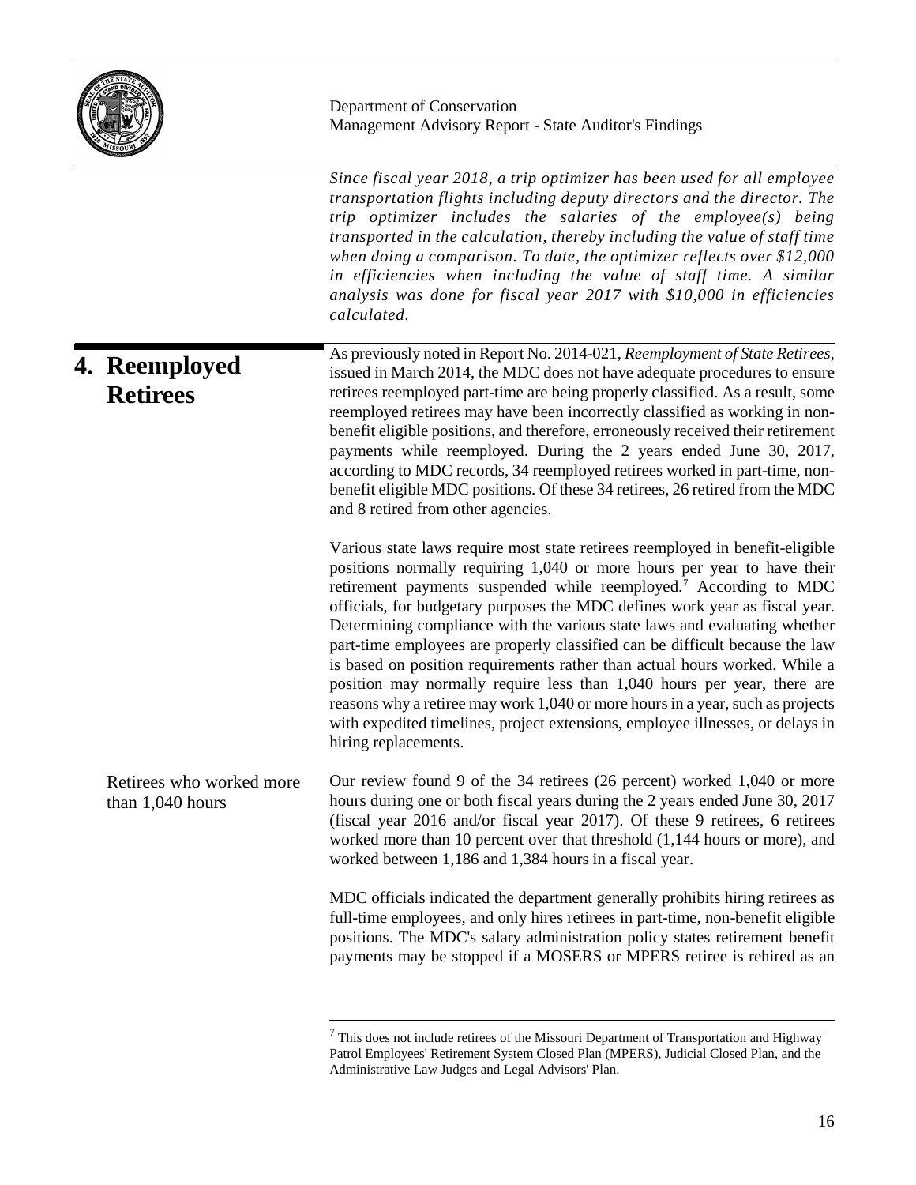*Since fiscal year 2018, a trip optimizer has been used for all employee transportation flights including deputy directors and the director. The trip optimizer includes the salaries of the employee(s) being transported in the calculation, thereby including the value of staff time when doing a comparison. To date, the optimizer reflects over $12,000 in efficiencies when including the value of staff time. A similar analysis was done for fiscal year 2017 with $10,000 in efficiencies calculated.*

## 4. Reemployed Retirees

As previously noted in Report No. 2014-021, *Reemployment of State Retirees*, issued in March 2014, the MDC does not have adequate procedures to ensure retirees reemployed part-time are being properly classified. As a result, some reemployed retirees may have been incorrectly classified as working in non-benefit eligible positions, and therefore, erroneously received their retirement payments while reemployed. During the 2 years ended June 30, 2017, according to MDC records, 34 reemployed retirees worked in part-time, non-benefit eligible MDC positions. Of these 34 retirees, 26 retired from the MDC and 8 retired from other agencies.

Various state laws require most state retirees reemployed in benefit-eligible positions normally requiring 1,040 or more hours per year to have their retirement payments suspended while reemployed.[7] According to MDC officials, for budgetary purposes the MDC defines work year as fiscal year. Determining compliance with the various state laws and evaluating whether part-time employees are properly classified can be difficult because the law is based on position requirements rather than actual hours worked. While a position may normally require less than 1,040 hours per year, there are reasons why a retiree may work 1,040 or more hours in a year, such as projects with expedited timelines, project extensions, employee illnesses, or delays in hiring replacements.

### Retirees who worked more than 1,040 hours

Our review found 9 of the 34 retirees (26 percent) worked 1,040 or more hours during one or both fiscal years during the 2 years ended June 30, 2017 (fiscal year 2016 and/or fiscal year 2017). Of these 9 retirees, 6 retirees worked more than 10 percent over that threshold (1,144 hours or more), and worked between 1,186 and 1,384 hours in a fiscal year.

MDC officials indicated the department generally prohibits hiring retirees as full-time employees, and only hires retirees in part-time, non-benefit eligible positions. The MDC's salary administration policy states retirement benefit payments may be stopped if a MOSERS or MPERS retiree is rehired as an

[7] This does not include retirees of the Missouri Department of Transportation and Highway Patrol Employees' Retirement System Closed Plan (MPERS), Judicial Closed Plan, and the Administrative Law Judges and Legal Advisors' Plan.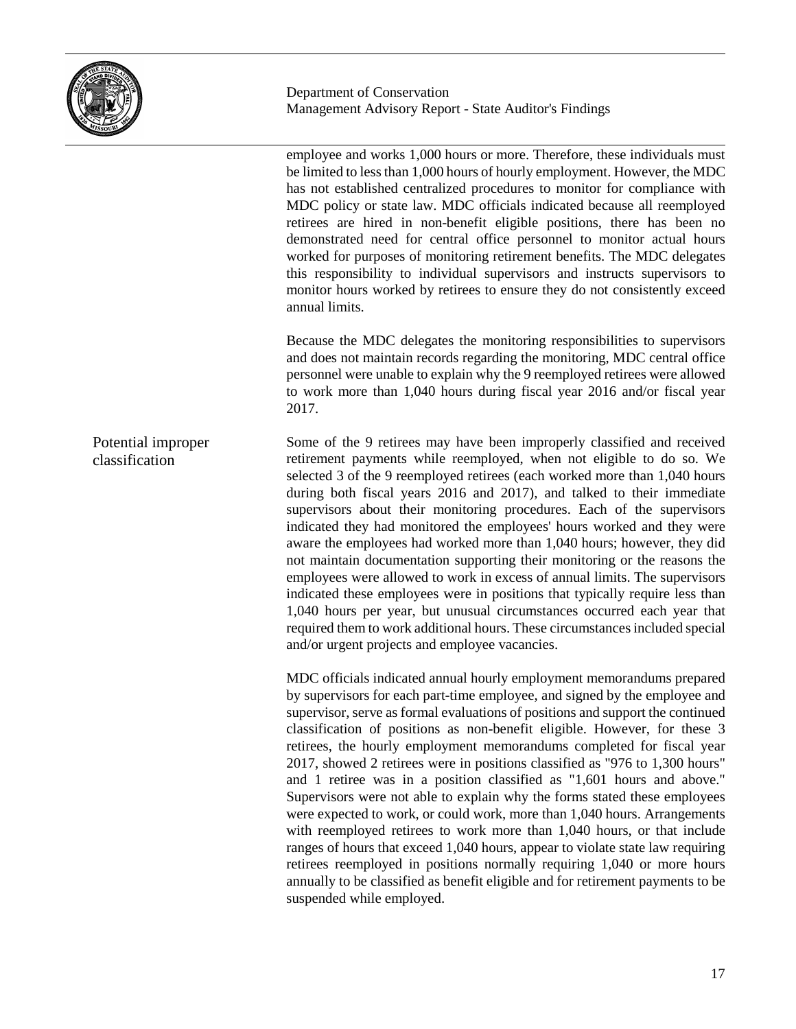employee and works 1,000 hours or more. Therefore, these individuals must be limited to less than 1,000 hours of hourly employment. However, the MDC has not established centralized procedures to monitor for compliance with MDC policy or state law. MDC officials indicated because all reemployed retirees are hired in non-benefit eligible positions, there has been no demonstrated need for central office personnel to monitor actual hours worked for purposes of monitoring retirement benefits. The MDC delegates this responsibility to individual supervisors and instructs supervisors to monitor hours worked by retirees to ensure they do not consistently exceed annual limits.

Because the MDC delegates the monitoring responsibilities to supervisors and does not maintain records regarding the monitoring, MDC central office personnel were unable to explain why the 9 reemployed retirees were allowed to work more than 1,040 hours during fiscal year 2016 and/or fiscal year 2017.

### Potential improper classification

Some of the 9 retirees may have been improperly classified and received retirement payments while reemployed, when not eligible to do so. We selected 3 of the 9 reemployed retirees (each worked more than 1,040 hours during both fiscal years 2016 and 2017), and talked to their immediate supervisors about their monitoring procedures. Each of the supervisors indicated they had monitored the employees' hours worked and they were aware the employees had worked more than 1,040 hours; however, they did not maintain documentation supporting their monitoring or the reasons the employees were allowed to work in excess of annual limits. The supervisors indicated these employees were in positions that typically require less than 1,040 hours per year, but unusual circumstances occurred each year that required them to work additional hours. These circumstances included special and/or urgent projects and employee vacancies.

MDC officials indicated annual hourly employment memorandums prepared by supervisors for each part-time employee, and signed by the employee and supervisor, serve as formal evaluations of positions and support the continued classification of positions as non-benefit eligible. However, for these 3 retirees, the hourly employment memorandums completed for fiscal year 2017, showed 2 retirees were in positions classified as "976 to 1,300 hours" and 1 retiree was in a position classified as "1,601 hours and above." Supervisors were not able to explain why the forms stated these employees were expected to work, or could work, more than 1,040 hours. Arrangements with reemployed retirees to work more than 1,040 hours, or that include ranges of hours that exceed 1,040 hours, appear to violate state law requiring retirees reemployed in positions normally requiring 1,040 or more hours annually to be classified as benefit eligible and for retirement payments to be suspended while employed.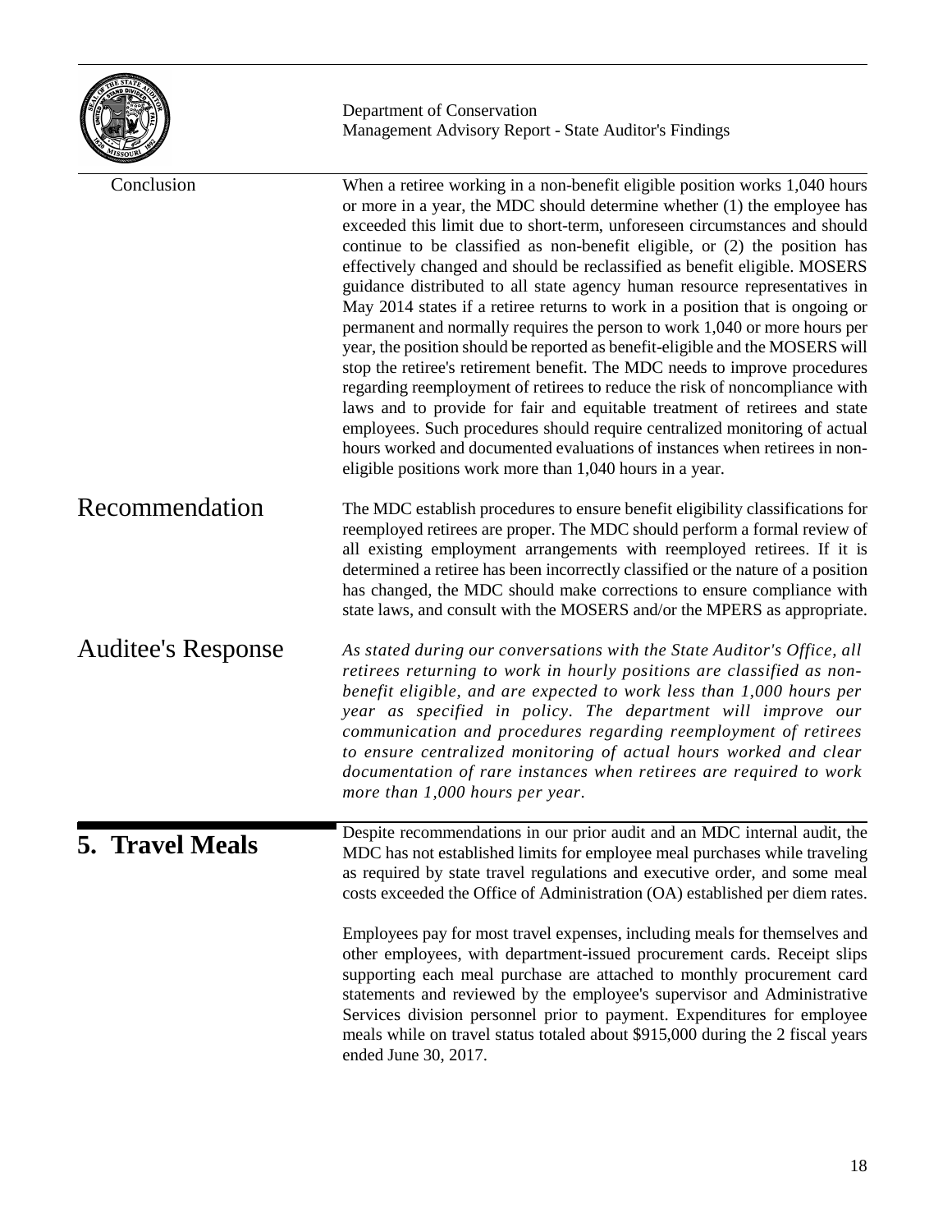Conclusion

When a retiree working in a non-benefit eligible position works 1,040 hours or more in a year, the MDC should determine whether (1) the employee has exceeded this limit due to short-term, unforeseen circumstances and should continue to be classified as non-benefit eligible, or (2) the position has effectively changed and should be reclassified as benefit eligible. MOSERS guidance distributed to all state agency human resource representatives in May 2014 states if a retiree returns to work in a position that is ongoing or permanent and normally requires the person to work 1,040 or more hours per year, the position should be reported as benefit-eligible and the MOSERS will stop the retiree's retirement benefit. The MDC needs to improve procedures regarding reemployment of retirees to reduce the risk of noncompliance with laws and to provide for fair and equitable treatment of retirees and state employees. Such procedures should require centralized monitoring of actual hours worked and documented evaluations of instances when retirees in non-eligible positions work more than 1,040 hours in a year.

## Recommendation

The MDC establish procedures to ensure benefit eligibility classifications for reemployed retirees are proper. The MDC should perform a formal review of all existing employment arrangements with reemployed retirees. If it is determined a retiree has been incorrectly classified or the nature of a position has changed, the MDC should make corrections to ensure compliance with state laws, and consult with the MOSERS and/or the MPERS as appropriate.

## Auditee's Response

*As stated during our conversations with the State Auditor's Office, all retirees returning to work in hourly positions are classified as non-benefit eligible, and are expected to work less than 1,000 hours per year as specified in policy. The department will improve our communication and procedures regarding reemployment of retirees to ensure centralized monitoring of actual hours worked and clear documentation of rare instances when retirees are required to work more than 1,000 hours per year.*

## 5. Travel Meals

Despite recommendations in our prior audit and an MDC internal audit, the MDC has not established limits for employee meal purchases while traveling as required by state travel regulations and executive order, and some meal costs exceeded the Office of Administration (OA) established per diem rates.

Employees pay for most travel expenses, including meals for themselves and other employees, with department-issued procurement cards. Receipt slips supporting each meal purchase are attached to monthly procurement card statements and reviewed by the employee's supervisor and Administrative Services division personnel prior to payment. Expenditures for employee meals while on travel status totaled about $915,000 during the 2 fiscal years ended June 30, 2017.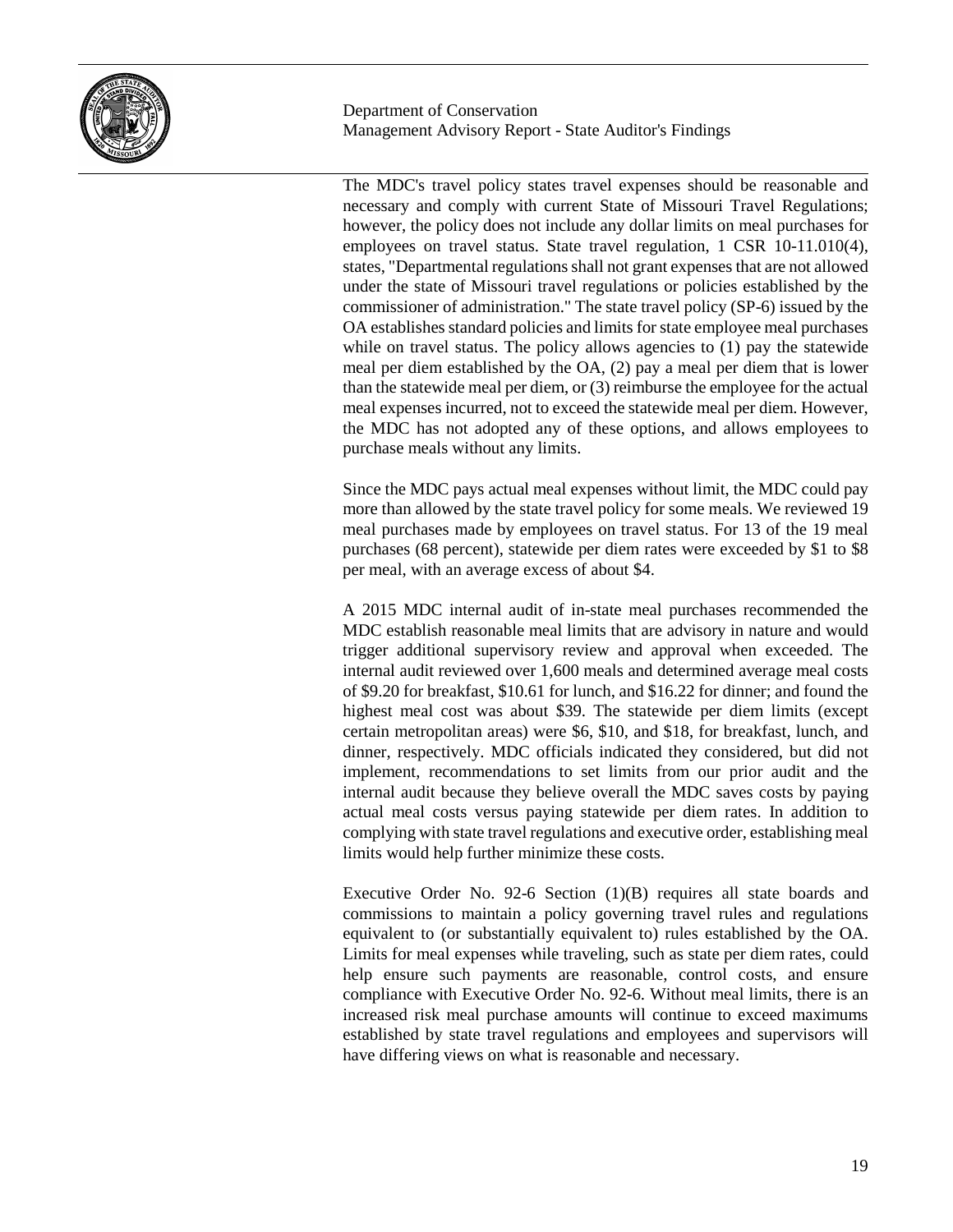The MDC's travel policy states travel expenses should be reasonable and necessary and comply with current State of Missouri Travel Regulations; however, the policy does not include any dollar limits on meal purchases for employees on travel status. State travel regulation, 1 CSR 10-11.010(4), states, "Departmental regulations shall not grant expenses that are not allowed under the state of Missouri travel regulations or policies established by the commissioner of administration." The state travel policy (SP-6) issued by the OA establishes standard policies and limits for state employee meal purchases while on travel status. The policy allows agencies to (1) pay the statewide meal per diem established by the OA, (2) pay a meal per diem that is lower than the statewide meal per diem, or (3) reimburse the employee for the actual meal expenses incurred, not to exceed the statewide meal per diem. However, the MDC has not adopted any of these options, and allows employees to purchase meals without any limits.

Since the MDC pays actual meal expenses without limit, the MDC could pay more than allowed by the state travel policy for some meals. We reviewed 19 meal purchases made by employees on travel status. For 13 of the 19 meal purchases (68 percent), statewide per diem rates were exceeded by $1 to $8 per meal, with an average excess of about $4.

A 2015 MDC internal audit of in-state meal purchases recommended the MDC establish reasonable meal limits that are advisory in nature and would trigger additional supervisory review and approval when exceeded. The internal audit reviewed over 1,600 meals and determined average meal costs of $9.20 for breakfast, $10.61 for lunch, and $16.22 for dinner; and found the highest meal cost was about $39. The statewide per diem limits (except certain metropolitan areas) were $6, $10, and $18, for breakfast, lunch, and dinner, respectively. MDC officials indicated they considered, but did not implement, recommendations to set limits from our prior audit and the internal audit because they believe overall the MDC saves costs by paying actual meal costs versus paying statewide per diem rates. In addition to complying with state travel regulations and executive order, establishing meal limits would help further minimize these costs.

Executive Order No. 92-6 Section (1)(B) requires all state boards and commissions to maintain a policy governing travel rules and regulations equivalent to (or substantially equivalent to) rules established by the OA. Limits for meal expenses while traveling, such as state per diem rates, could help ensure such payments are reasonable, control costs, and ensure compliance with Executive Order No. 92-6. Without meal limits, there is an increased risk meal purchase amounts will continue to exceed maximums established by state travel regulations and employees and supervisors will have differing views on what is reasonable and necessary.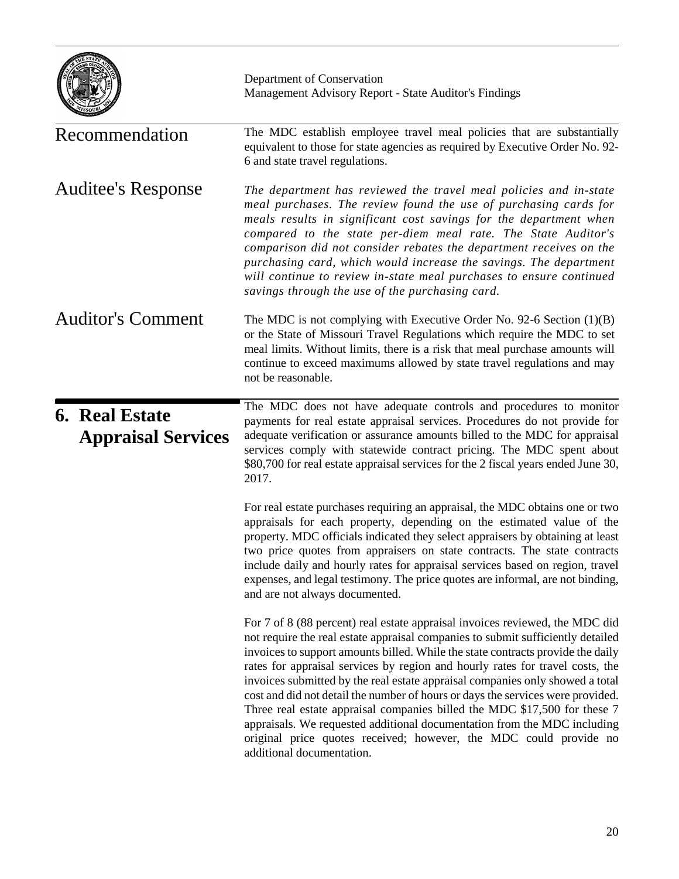Recommendation

The MDC establish employee travel meal policies that are substantially equivalent to those for state agencies as required by Executive Order No. 92-6 and state travel regulations.

Auditee's Response

*The department has reviewed the travel meal policies and in-state meal purchases. The review found the use of purchasing cards for meals results in significant cost savings for the department when compared to the state per-diem meal rate. The State Auditor's comparison did not consider rebates the department receives on the purchasing card, which would increase the savings. The department will continue to review in-state meal purchases to ensure continued savings through the use of the purchasing card.*

Auditor's Comment

The MDC is not complying with Executive Order No. 92-6 Section (1)(B) or the State of Missouri Travel Regulations which require the MDC to set meal limits. Without limits, there is a risk that meal purchase amounts will continue to exceed maximums allowed by state travel regulations and may not be reasonable.

## 6. Real Estate Appraisal Services

The MDC does not have adequate controls and procedures to monitor payments for real estate appraisal services. Procedures do not provide for adequate verification or assurance amounts billed to the MDC for appraisal services comply with statewide contract pricing. The MDC spent about $80,700 for real estate appraisal services for the 2 fiscal years ended June 30, 2017.

For real estate purchases requiring an appraisal, the MDC obtains one or two appraisals for each property, depending on the estimated value of the property. MDC officials indicated they select appraisers by obtaining at least two price quotes from appraisers on state contracts. The state contracts include daily and hourly rates for appraisal services based on region, travel expenses, and legal testimony. The price quotes are informal, are not binding, and are not always documented.

For 7 of 8 (88 percent) real estate appraisal invoices reviewed, the MDC did not require the real estate appraisal companies to submit sufficiently detailed invoices to support amounts billed. While the state contracts provide the daily rates for appraisal services by region and hourly rates for travel costs, the invoices submitted by the real estate appraisal companies only showed a total cost and did not detail the number of hours or days the services were provided. Three real estate appraisal companies billed the MDC $17,500 for these 7 appraisals. We requested additional documentation from the MDC including original price quotes received; however, the MDC could provide no additional documentation.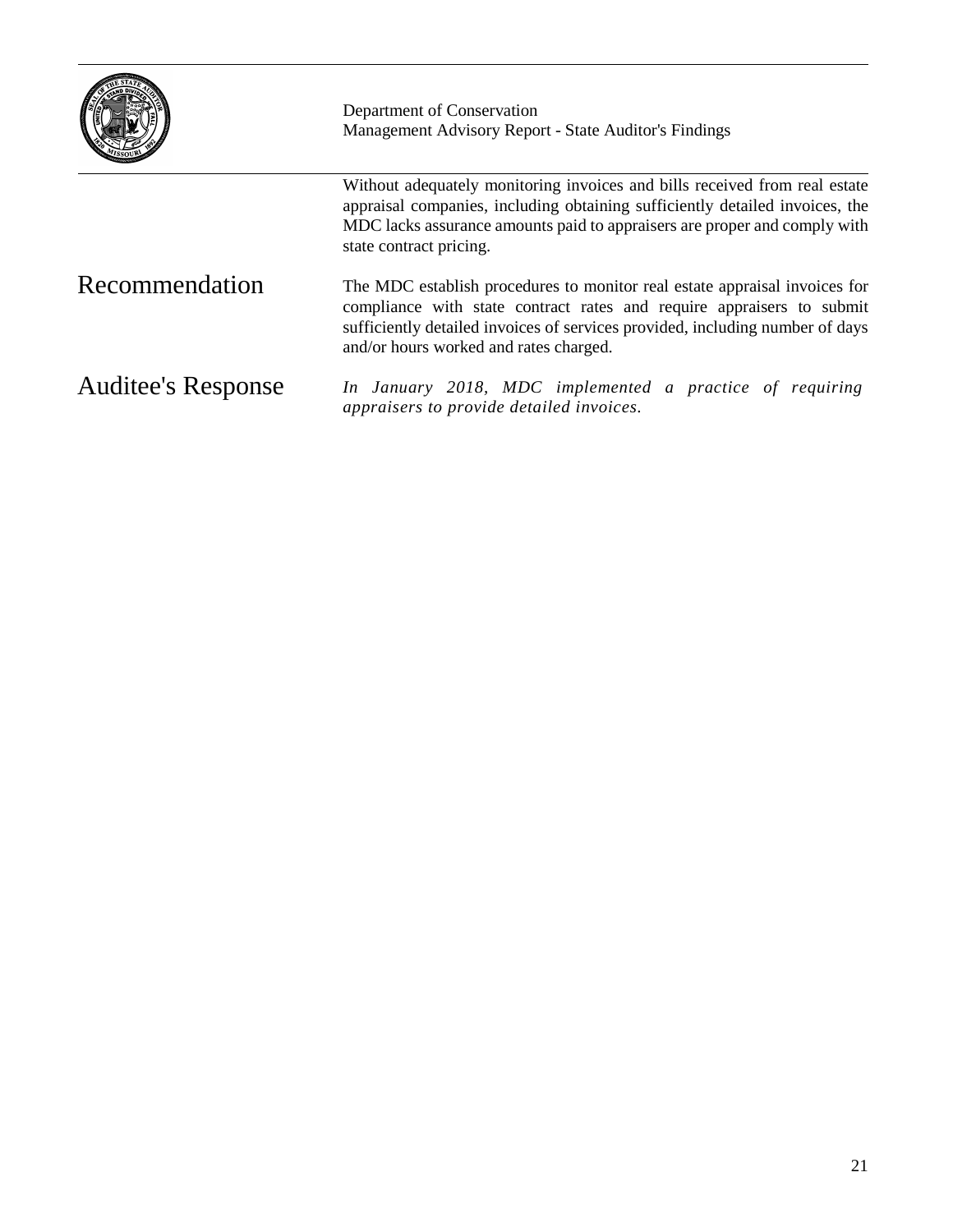Without adequately monitoring invoices and bills received from real estate appraisal companies, including obtaining sufficiently detailed invoices, the MDC lacks assurance amounts paid to appraisers are proper and comply with state contract pricing.

## Recommendation

The MDC establish procedures to monitor real estate appraisal invoices for compliance with state contract rates and require appraisers to submit sufficiently detailed invoices of services provided, including number of days and/or hours worked and rates charged.

## Auditee's Response

*In January 2018, MDC implemented a practice of requiring appraisers to provide detailed invoices.*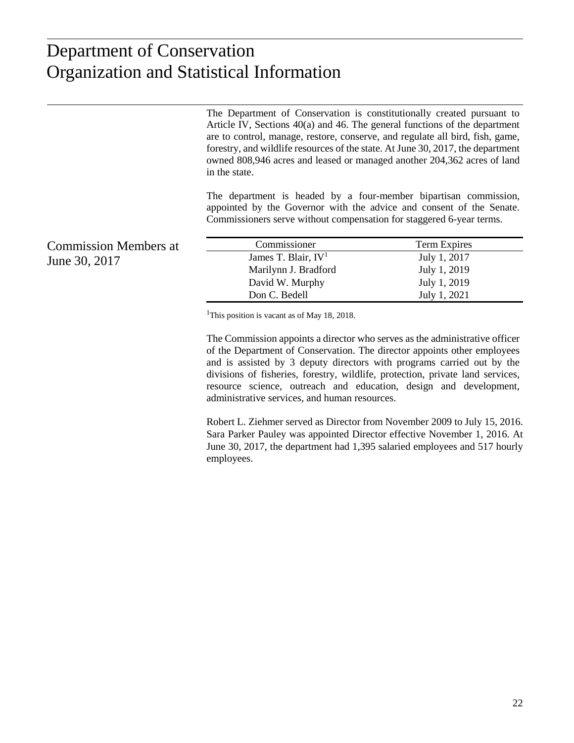# Department of Conservation
# Organization and Statistical Information

The Department of Conservation is constitutionally created pursuant to Article IV, Sections 40(a) and 46. The general functions of the department are to control, manage, restore, conserve, and regulate all bird, fish, game, forestry, and wildlife resources of the state. At June 30, 2017, the department owned 808,946 acres and leased or managed another 204,362 acres of land in the state.

The department is headed by a four-member bipartisan commission, appointed by the Governor with the advice and consent of the Senate. Commissioners serve without compensation for staggered 6-year terms.

## Commission Members at June 30, 2017

| Commissioner | Term Expires |
|---|---|
| James T. Blair, IV[1] | July 1, 2017 |
| Marilynn J. Bradford | July 1, 2019 |
| David W. Murphy | July 1, 2019 |
| Don C. Bedell | July 1, 2021 |

[1]This position is vacant as of May 18, 2018.

The Commission appoints a director who serves as the administrative officer of the Department of Conservation. The director appoints other employees and is assisted by 3 deputy directors with programs carried out by the divisions of fisheries, forestry, wildlife, protection, private land services, resource science, outreach and education, design and development, administrative services, and human resources.

Robert L. Ziehmer served as Director from November 2009 to July 15, 2016. Sara Parker Pauley was appointed Director effective November 1, 2016. At June 30, 2017, the department had 1,395 salaried employees and 517 hourly employees.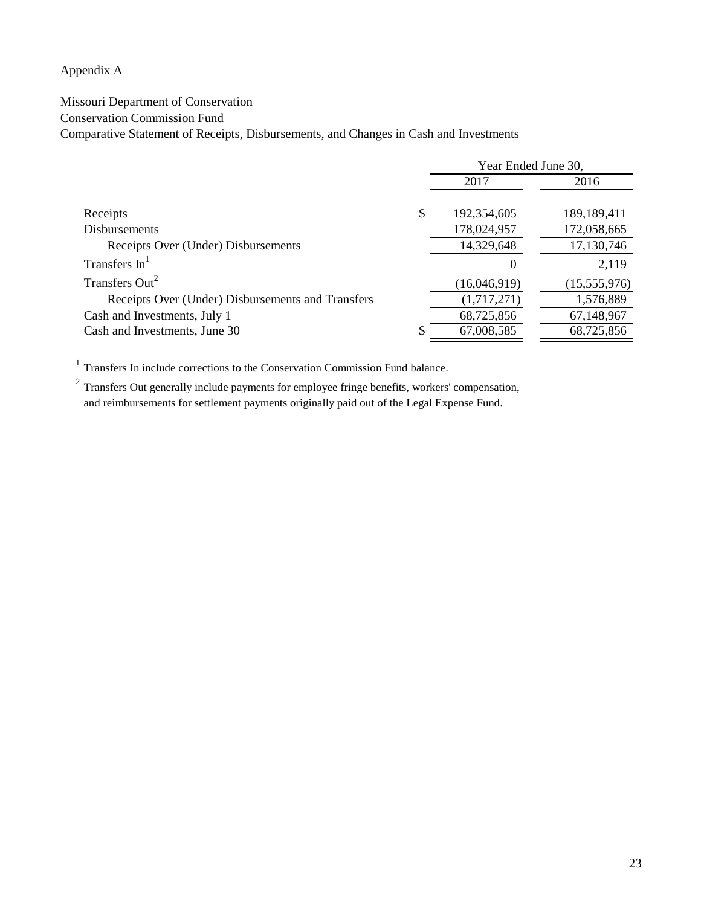Appendix A

Missouri Department of Conservation
Conservation Commission Fund
Comparative Statement of Receipts, Disbursements, and Changes in Cash and Investments

| | Year Ended June 30, | |
|---|---|---|
| | 2017 | 2016 |
| Receipts | $ 192,354,605 | 189,189,411 |
| Disbursements | 178,024,957 | 172,058,665 |
| Receipts Over (Under) Disbursements | 14,329,648 | 17,130,746 |
| Transfers In[1] | 0 | 2,119 |
| Transfers Out[2] | (16,046,919) | (15,555,976) |
| Receipts Over (Under) Disbursements and Transfers | (1,717,271) | 1,576,889 |
| Cash and Investments, July 1 | 68,725,856 | 67,148,967 |
| Cash and Investments, June 30 | $ 67,008,585 | 68,725,856 |

[1] Transfers In include corrections to the Conservation Commission Fund balance.

[2] Transfers Out generally include payments for employee fringe benefits, workers' compensation, and reimbursements for settlement payments originally paid out of the Legal Expense Fund.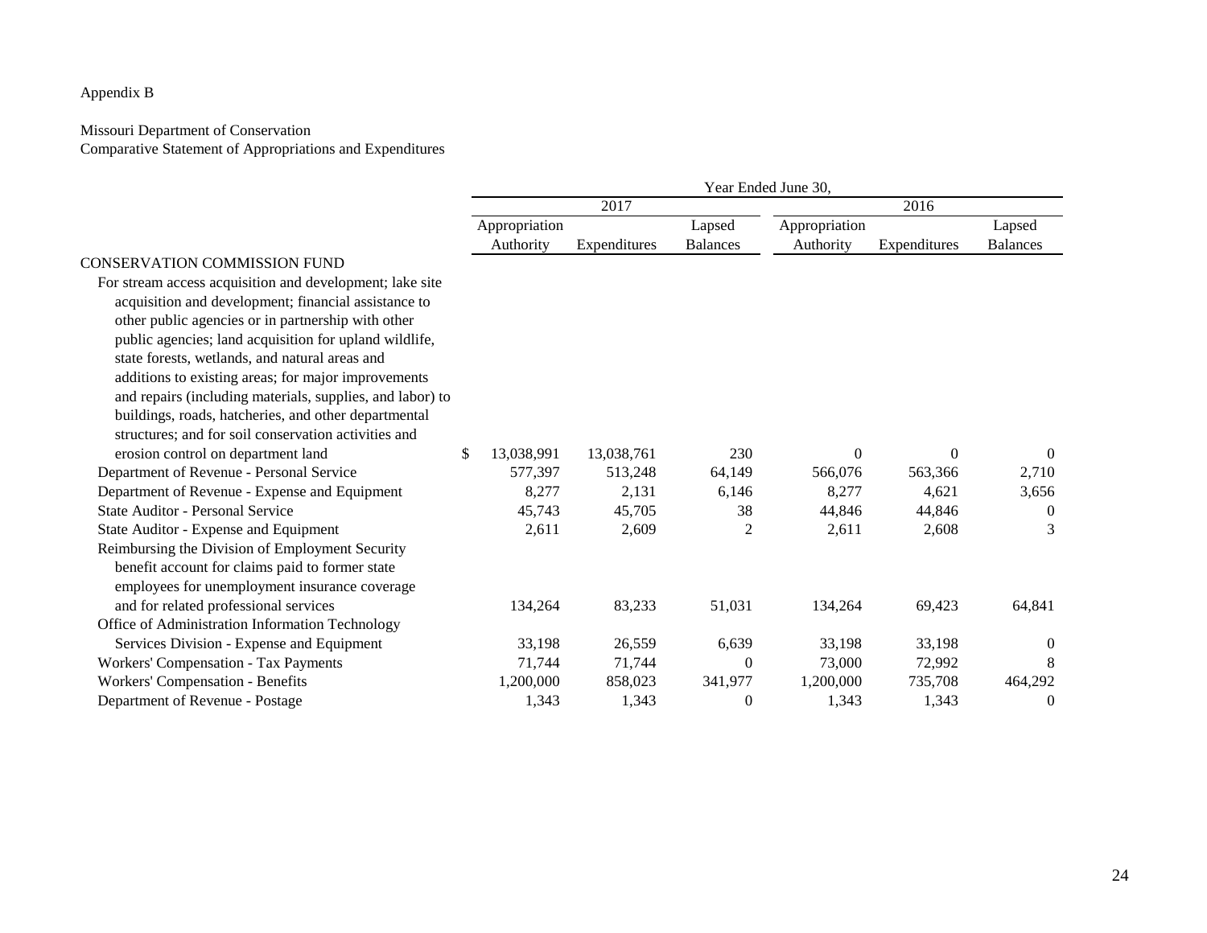Appendix B

Missouri Department of Conservation
Comparative Statement of Appropriations and Expenditures

| | Year Ended June 30, | | | | | |
|---|---|---|---|---|---|---|
| | 2017 | | | 2016 | | |
| | Appropriation Authority | Expenditures | Lapsed Balances | Appropriation Authority | Expenditures | Lapsed Balances |
| CONSERVATION COMMISSION FUND | | | | | | |
| For stream access acquisition and development; lake site acquisition and development; financial assistance to other public agencies or in partnership with other public agencies; land acquisition for upland wildlife, state forests, wetlands, and natural areas and additions to existing areas; for major improvements and repairs (including materials, supplies, and labor) to buildings, roads, hatcheries, and other departmental structures; and for soil conservation activities and erosion control on department land | $ 13,038,991 | 13,038,761 | 230 | 0 | 0 | 0 |
| Department of Revenue - Personal Service | 577,397 | 513,248 | 64,149 | 566,076 | 563,366 | 2,710 |
| Department of Revenue - Expense and Equipment | 8,277 | 2,131 | 6,146 | 8,277 | 4,621 | 3,656 |
| State Auditor - Personal Service | 45,743 | 45,705 | 38 | 44,846 | 44,846 | 0 |
| State Auditor - Expense and Equipment | 2,611 | 2,609 | 2 | 2,611 | 2,608 | 3 |
| Reimbursing the Division of Employment Security benefit account for claims paid to former state employees for unemployment insurance coverage and for related professional services | 134,264 | 83,233 | 51,031 | 134,264 | 69,423 | 64,841 |
| Office of Administration Information Technology Services Division - Expense and Equipment | 33,198 | 26,559 | 6,639 | 33,198 | 33,198 | 0 |
| Workers' Compensation - Tax Payments | 71,744 | 71,744 | 0 | 73,000 | 72,992 | 8 |
| Workers' Compensation - Benefits | 1,200,000 | 858,023 | 341,977 | 1,200,000 | 735,708 | 464,292 |
| Department of Revenue - Postage | 1,343 | 1,343 | 0 | 1,343 | 1,343 | 0 |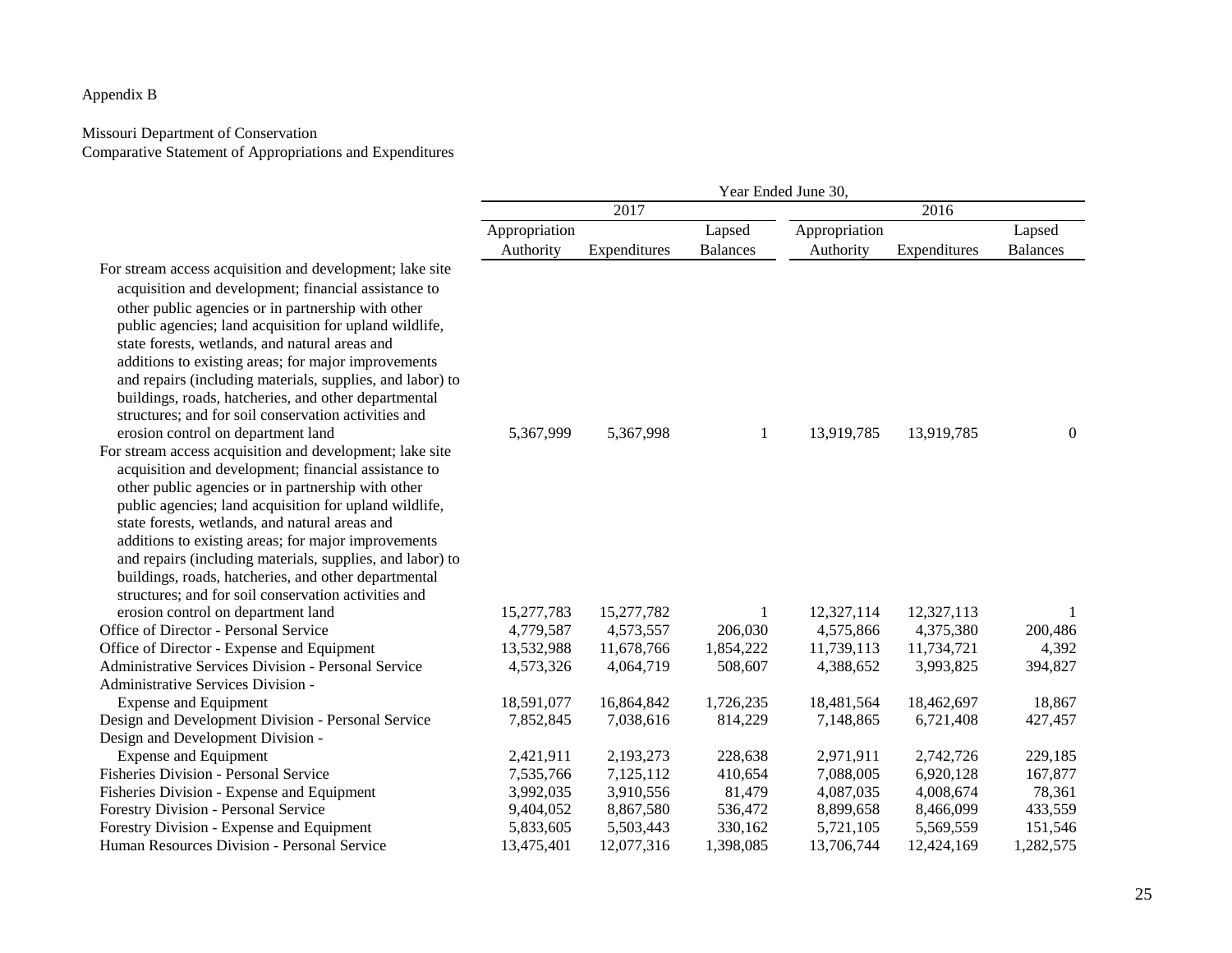Appendix B

Missouri Department of Conservation
Comparative Statement of Appropriations and Expenditures

| | Year Ended June 30, | | | | | |
|---|---|---|---|---|---|---|
| | 2017 | | | 2016 | | |
| | Appropriation Authority | Expenditures | Lapsed Balances | Appropriation Authority | Expenditures | Lapsed Balances |
| For stream access acquisition and development; lake site acquisition and development; financial assistance to other public agencies or in partnership with other public agencies; land acquisition for upland wildlife, state forests, wetlands, and natural areas and additions to existing areas; for major improvements and repairs (including materials, supplies, and labor) to buildings, roads, hatcheries, and other departmental structures; and for soil conservation activities and erosion control on department land | 5,367,999 | 5,367,998 | 1 | 13,919,785 | 13,919,785 | 0 |
| For stream access acquisition and development; lake site acquisition and development; financial assistance to other public agencies or in partnership with other public agencies; land acquisition for upland wildlife, state forests, wetlands, and natural areas and additions to existing areas; for major improvements and repairs (including materials, supplies, and labor) to buildings, roads, hatcheries, and other departmental structures; and for soil conservation activities and erosion control on department land | 15,277,783 | 15,277,782 | 1 | 12,327,114 | 12,327,113 | 1 |
| Office of Director - Personal Service | 4,779,587 | 4,573,557 | 206,030 | 4,575,866 | 4,375,380 | 200,486 |
| Office of Director - Expense and Equipment | 13,532,988 | 11,678,766 | 1,854,222 | 11,739,113 | 11,734,721 | 4,392 |
| Administrative Services Division - Personal Service | 4,573,326 | 4,064,719 | 508,607 | 4,388,652 | 3,993,825 | 394,827 |
| Administrative Services Division - Expense and Equipment | 18,591,077 | 16,864,842 | 1,726,235 | 18,481,564 | 18,462,697 | 18,867 |
| Design and Development Division - Personal Service | 7,852,845 | 7,038,616 | 814,229 | 7,148,865 | 6,721,408 | 427,457 |
| Design and Development Division - Expense and Equipment | 2,421,911 | 2,193,273 | 228,638 | 2,971,911 | 2,742,726 | 229,185 |
| Fisheries Division - Personal Service | 7,535,766 | 7,125,112 | 410,654 | 7,088,005 | 6,920,128 | 167,877 |
| Fisheries Division - Expense and Equipment | 3,992,035 | 3,910,556 | 81,479 | 4,087,035 | 4,008,674 | 78,361 |
| Forestry Division - Personal Service | 9,404,052 | 8,867,580 | 536,472 | 8,899,658 | 8,466,099 | 433,559 |
| Forestry Division - Expense and Equipment | 5,833,605 | 5,503,443 | 330,162 | 5,721,105 | 5,569,559 | 151,546 |
| Human Resources Division - Personal Service | 13,475,401 | 12,077,316 | 1,398,085 | 13,706,744 | 12,424,169 | 1,282,575 |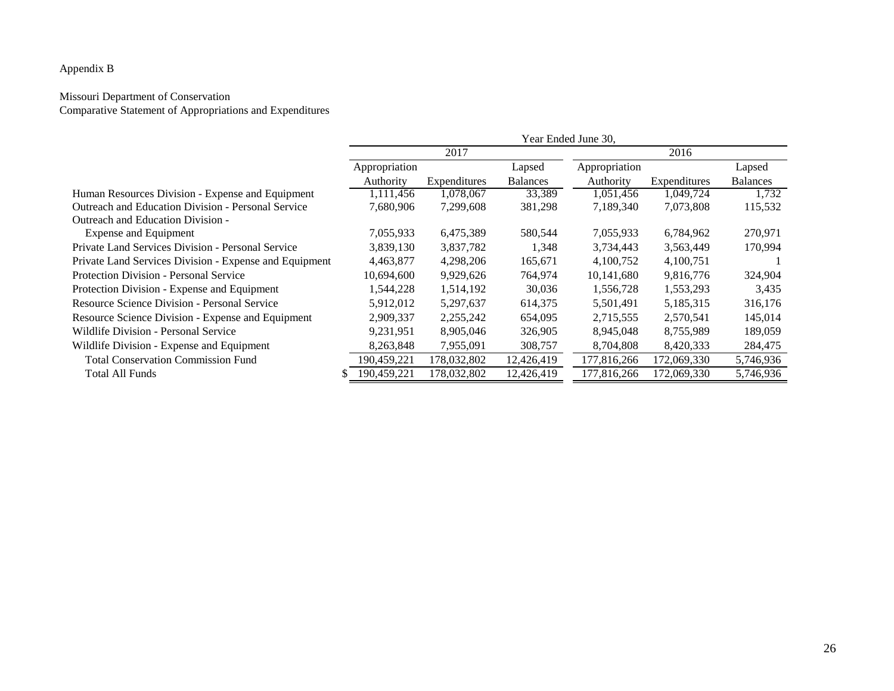Appendix B

Missouri Department of Conservation
Comparative Statement of Appropriations and Expenditures

| | Year Ended June 30, | | | | | |
|---|---|---|---|---|---|---|
| | 2017 | | | 2016 | | |
| | Appropriation Authority | Expenditures | Lapsed Balances | Appropriation Authority | Expenditures | Lapsed Balances |
| Human Resources Division - Expense and Equipment | 1,111,456 | 1,078,067 | 33,389 | 1,051,456 | 1,049,724 | 1,732 |
| Outreach and Education Division - Personal Service | 7,680,906 | 7,299,608 | 381,298 | 7,189,340 | 7,073,808 | 115,532 |
| Outreach and Education Division - Expense and Equipment | 7,055,933 | 6,475,389 | 580,544 | 7,055,933 | 6,784,962 | 270,971 |
| Private Land Services Division - Personal Service | 3,839,130 | 3,837,782 | 1,348 | 3,734,443 | 3,563,449 | 170,994 |
| Private Land Services Division - Expense and Equipment | 4,463,877 | 4,298,206 | 165,671 | 4,100,752 | 4,100,751 | 1 |
| Protection Division - Personal Service | 10,694,600 | 9,929,626 | 764,974 | 10,141,680 | 9,816,776 | 324,904 |
| Protection Division - Expense and Equipment | 1,544,228 | 1,514,192 | 30,036 | 1,556,728 | 1,553,293 | 3,435 |
| Resource Science Division - Personal Service | 5,912,012 | 5,297,637 | 614,375 | 5,501,491 | 5,185,315 | 316,176 |
| Resource Science Division - Expense and Equipment | 2,909,337 | 2,255,242 | 654,095 | 2,715,555 | 2,570,541 | 145,014 |
| Wildlife Division - Personal Service | 9,231,951 | 8,905,046 | 326,905 | 8,945,048 | 8,755,989 | 189,059 |
| Wildlife Division - Expense and Equipment | 8,263,848 | 7,955,091 | 308,757 | 8,704,808 | 8,420,333 | 284,475 |
| Total Conservation Commission Fund | 190,459,221 | 178,032,802 | 12,426,419 | 177,816,266 | 172,069,330 | 5,746,936 |
| Total All Funds | $ 190,459,221 | 178,032,802 | 12,426,419 | 177,816,266 | 172,069,330 | 5,746,936 |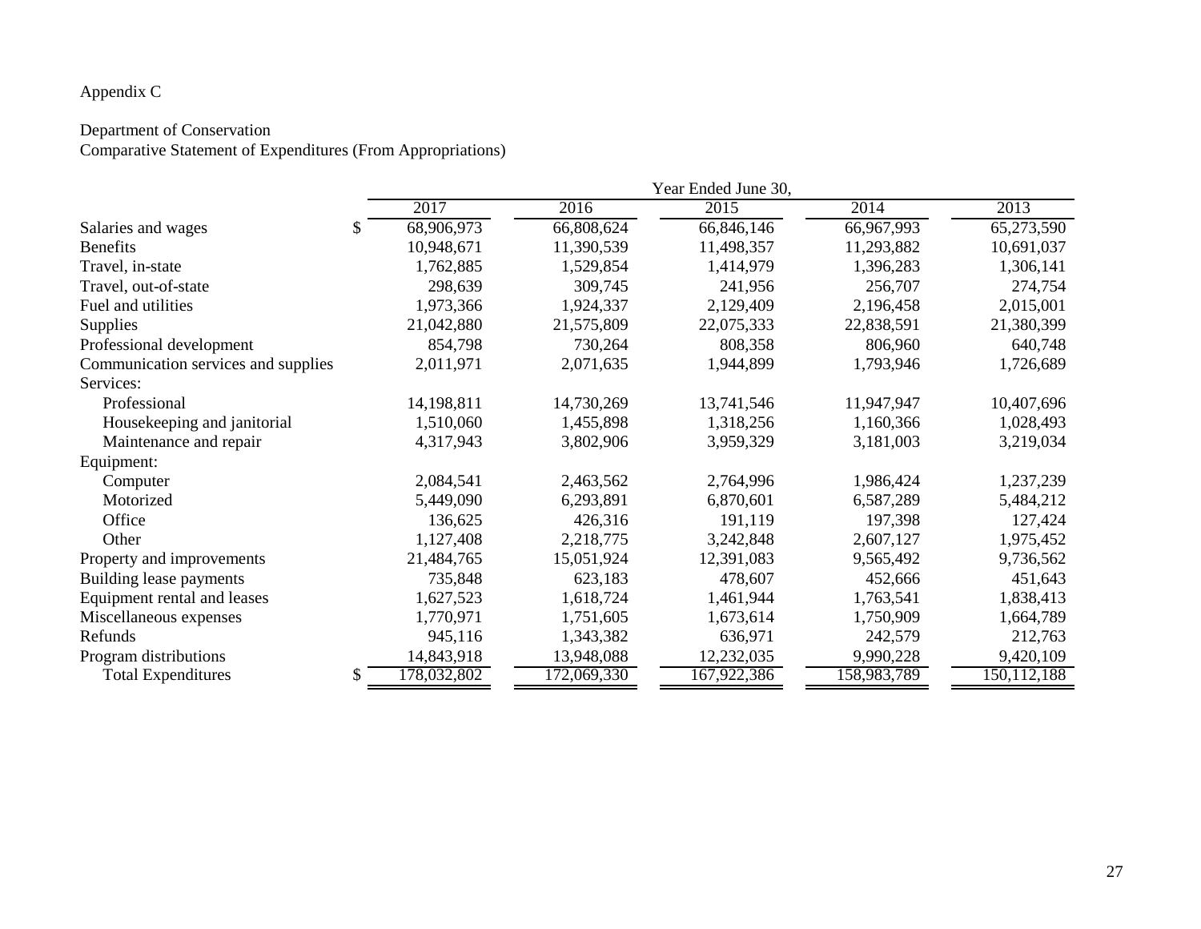Appendix C

Department of Conservation
Comparative Statement of Expenditures (From Appropriations)

| | Year Ended June 30, | | | | |
|---|---|---|---|---|---|
| | 2017 | 2016 | 2015 | 2014 | 2013 |
| Salaries and wages | $ 68,906,973 | 66,808,624 | 66,846,146 | 66,967,993 | 65,273,590 |
| Benefits | 10,948,671 | 11,390,539 | 11,498,357 | 11,293,882 | 10,691,037 |
| Travel, in-state | 1,762,885 | 1,529,854 | 1,414,979 | 1,396,283 | 1,306,141 |
| Travel, out-of-state | 298,639 | 309,745 | 241,956 | 256,707 | 274,754 |
| Fuel and utilities | 1,973,366 | 1,924,337 | 2,129,409 | 2,196,458 | 2,015,001 |
| Supplies | 21,042,880 | 21,575,809 | 22,075,333 | 22,838,591 | 21,380,399 |
| Professional development | 854,798 | 730,264 | 808,358 | 806,960 | 640,748 |
| Communication services and supplies | 2,011,971 | 2,071,635 | 1,944,899 | 1,793,946 | 1,726,689 |
| Services: | | | | | |
| Professional | 14,198,811 | 14,730,269 | 13,741,546 | 11,947,947 | 10,407,696 |
| Housekeeping and janitorial | 1,510,060 | 1,455,898 | 1,318,256 | 1,160,366 | 1,028,493 |
| Maintenance and repair | 4,317,943 | 3,802,906 | 3,959,329 | 3,181,003 | 3,219,034 |
| Equipment: | | | | | |
| Computer | 2,084,541 | 2,463,562 | 2,764,996 | 1,986,424 | 1,237,239 |
| Motorized | 5,449,090 | 6,293,891 | 6,870,601 | 6,587,289 | 5,484,212 |
| Office | 136,625 | 426,316 | 191,119 | 197,398 | 127,424 |
| Other | 1,127,408 | 2,218,775 | 3,242,848 | 2,607,127 | 1,975,452 |
| Property and improvements | 21,484,765 | 15,051,924 | 12,391,083 | 9,565,492 | 9,736,562 |
| Building lease payments | 735,848 | 623,183 | 478,607 | 452,666 | 451,643 |
| Equipment rental and leases | 1,627,523 | 1,618,724 | 1,461,944 | 1,763,541 | 1,838,413 |
| Miscellaneous expenses | 1,770,971 | 1,751,605 | 1,673,614 | 1,750,909 | 1,664,789 |
| Refunds | 945,116 | 1,343,382 | 636,971 | 242,579 | 212,763 |
| Program distributions | 14,843,918 | 13,948,088 | 12,232,035 | 9,990,228 | 9,420,109 |
| Total Expenditures | $ 178,032,802 | 172,069,330 | 167,922,386 | 158,983,789 | 150,112,188 |